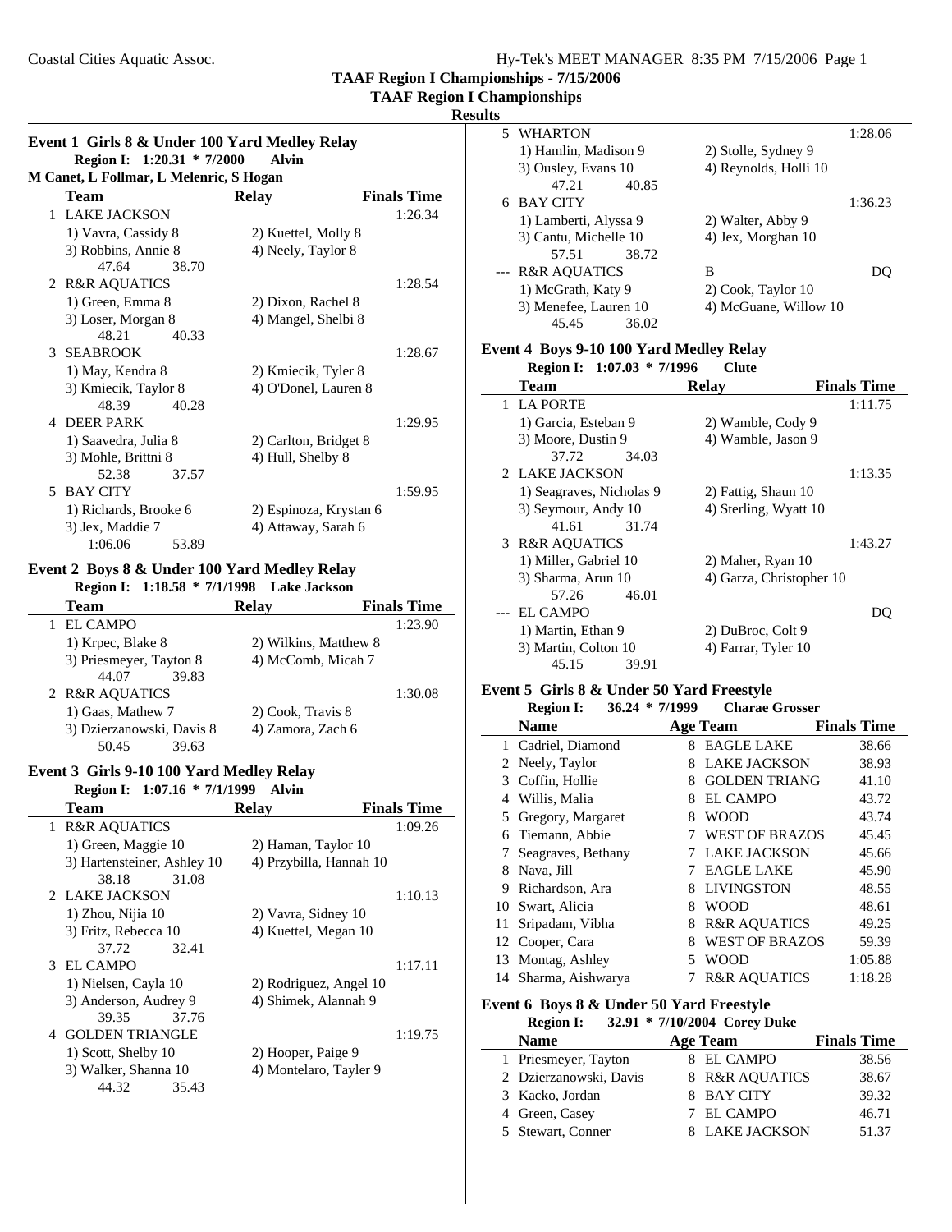# TAAF Region I Championships - 7/15/2006

## TAAF Region I Championships

### Results

**Event 1 Girls 8 & Under 100 Yard Medley Relay**

**Region I: 1:20.31 * 7/2000 Alvin**

**M Canet, L Follmar, L Melenric, S Hogan**

| | Team | Relay | Finals Time |
|---|---|---|---|
| 1 | LAKE JACKSON | | 1:26.34 |
| | 1) Vavra, Cassidy 8 | 2) Kuettel, Molly 8 | |
| | 3) Robbins, Annie 8 | 4) Neely, Taylor 8 | |
| | 47.64 38.70 | | |
| 2 | R&R AQUATICS | | 1:28.54 |
| | 1) Green, Emma 8 | 2) Dixon, Rachel 8 | |
| | 3) Loser, Morgan 8 | 4) Mangel, Shelbi 8 | |
| | 48.21 40.33 | | |
| 3 | SEABROOK | | 1:28.67 |
| | 1) May, Kendra 8 | 2) Kmiecik, Tyler 8 | |
| | 3) Kmiecik, Taylor 8 | 4) O'Donel, Lauren 8 | |
| | 48.39 40.28 | | |
| 4 | DEER PARK | | 1:29.95 |
| | 1) Saavedra, Julia 8 | 2) Carlton, Bridget 8 | |
| | 3) Mohle, Brittni 8 | 4) Hull, Shelby 8 | |
| | 52.38 37.57 | | |
| 5 | BAY CITY | | 1:59.95 |
| | 1) Richards, Brooke 6 | 2) Espinoza, Krystan 6 | |
| | 3) Jex, Maddie 7 | 4) Attaway, Sarah 6 | |
| | 1:06.06 53.89 | | |

**Event 2 Boys 8 & Under 100 Yard Medley Relay**

**Region I: 1:18.58 * 7/1/1998 Lake Jackson**

| | Team | Relay | Finals Time |
|---|---|---|---|
| 1 | EL CAMPO | | 1:23.90 |
| | 1) Krpec, Blake 8 | 2) Wilkins, Matthew 8 | |
| | 3) Priesmeyer, Tayton 8 | 4) McComb, Micah 7 | |
| | 44.07 39.83 | | |
| 2 | R&R AQUATICS | | 1:30.08 |
| | 1) Gaas, Mathew 7 | 2) Cook, Travis 8 | |
| | 3) Dzierzanowski, Davis 8 | 4) Zamora, Zach 6 | |
| | 50.45 39.63 | | |

**Event 3 Girls 9-10 100 Yard Medley Relay**

**Region I: 1:07.16 * 7/1/1999 Alvin**

| | Team | Relay | Finals Time |
|---|---|---|---|
| 1 | R&R AQUATICS | | 1:09.26 |
| | 1) Green, Maggie 10 | 2) Haman, Taylor 10 | |
| | 3) Hartensteiner, Ashley 10 | 4) Przybilla, Hannah 10 | |
| | 38.18 31.08 | | |
| 2 | LAKE JACKSON | | 1:10.13 |
| | 1) Zhou, Nijia 10 | 2) Vavra, Sidney 10 | |
| | 3) Fritz, Rebecca 10 | 4) Kuettel, Megan 10 | |
| | 37.72 32.41 | | |
| 3 | EL CAMPO | | 1:17.11 |
| | 1) Nielsen, Cayla 10 | 2) Rodriguez, Angel 10 | |
| | 3) Anderson, Audrey 9 | 4) Shimek, Alannah 9 | |
| | 39.35 37.76 | | |
| 4 | GOLDEN TRIANGLE | | 1:19.75 |
| | 1) Scott, Shelby 10 | 2) Hooper, Paige 9 | |
| | 3) Walker, Shanna 10 | 4) Montelaro, Tayler 9 | |
| | 44.32 35.43 | | |
| 5 | WHARTON | | 1:28.06 |
| | 1) Hamlin, Madison 9 | 2) Stolle, Sydney 9 | |
| | 3) Ousley, Evans 10 | 4) Reynolds, Holli 10 | |
| | 47.21 40.85 | | |
| 6 | BAY CITY | | 1:36.23 |
| | 1) Lamberti, Alyssa 9 | 2) Walter, Abby 9 | |
| | 3) Cantu, Michelle 10 | 4) Jex, Morghan 10 | |
| | 57.51 38.72 | | |
| --- | R&R AQUATICS | B | DQ |
| | 1) McGrath, Katy 9 | 2) Cook, Taylor 10 | |
| | 3) Menefee, Lauren 10 | 4) McGuane, Willow 10 | |
| | 45.45 36.02 | | |

**Event 4 Boys 9-10 100 Yard Medley Relay**

**Region I: 1:07.03 * 7/1996 Clute**

| | Team | Relay | Finals Time |
|---|---|---|---|
| 1 | LA PORTE | | 1:11.75 |
| | 1) Garcia, Esteban 9 | 2) Wamble, Cody 9 | |
| | 3) Moore, Dustin 9 | 4) Wamble, Jason 9 | |
| | 37.72 34.03 | | |
| 2 | LAKE JACKSON | | 1:13.35 |
| | 1) Seagraves, Nicholas 9 | 2) Fattig, Shaun 10 | |
| | 3) Seymour, Andy 10 | 4) Sterling, Wyatt 10 | |
| | 41.61 31.74 | | |
| 3 | R&R AQUATICS | | 1:43.27 |
| | 1) Miller, Gabriel 10 | 2) Maher, Ryan 10 | |
| | 3) Sharma, Arun 10 | 4) Garza, Christopher 10 | |
| | 57.26 46.01 | | |
| --- | EL CAMPO | | DQ |
| | 1) Martin, Ethan 9 | 2) DuBroc, Colt 9 | |
| | 3) Martin, Colton 10 | 4) Farrar, Tyler 10 | |
| | 45.15 39.91 | | |

**Event 5 Girls 8 & Under 50 Yard Freestyle**

**Region I: 36.24 * 7/1999 Charae Grosser**

| | Name | Age | Team | Finals Time |
|---|---|---|---|---|
| 1 | Cadriel, Diamond | 8 | EAGLE LAKE | 38.66 |
| 2 | Neely, Taylor | 8 | LAKE JACKSON | 38.93 |
| 3 | Coffin, Hollie | 8 | GOLDEN TRIANG | 41.10 |
| 4 | Willis, Malia | 8 | EL CAMPO | 43.72 |
| 5 | Gregory, Margaret | 8 | WOOD | 43.74 |
| 6 | Tiemann, Abbie | 7 | WEST OF BRAZOS | 45.45 |
| 7 | Seagraves, Bethany | 7 | LAKE JACKSON | 45.66 |
| 8 | Nava, Jill | 7 | EAGLE LAKE | 45.90 |
| 9 | Richardson, Ara | 8 | LIVINGSTON | 48.55 |
| 10 | Swart, Alicia | 8 | WOOD | 48.61 |
| 11 | Sripadam, Vibha | 8 | R&R AQUATICS | 49.25 |
| 12 | Cooper, Cara | 8 | WEST OF BRAZOS | 59.39 |
| 13 | Montag, Ashley | 5 | WOOD | 1:05.88 |
| 14 | Sharma, Aishwarya | 7 | R&R AQUATICS | 1:18.28 |

**Event 6 Boys 8 & Under 50 Yard Freestyle**

**Region I: 32.91 * 7/10/2004 Corey Duke**

| | Name | Age | Team | Finals Time |
|---|---|---|---|---|
| 1 | Priesmeyer, Tayton | 8 | EL CAMPO | 38.56 |
| 2 | Dzierzanowski, Davis | 8 | R&R AQUATICS | 38.67 |
| 3 | Kacko, Jordan | 8 | BAY CITY | 39.32 |
| 4 | Green, Casey | 7 | EL CAMPO | 46.71 |
| 5 | Stewart, Conner | 8 | LAKE JACKSON | 51.37 |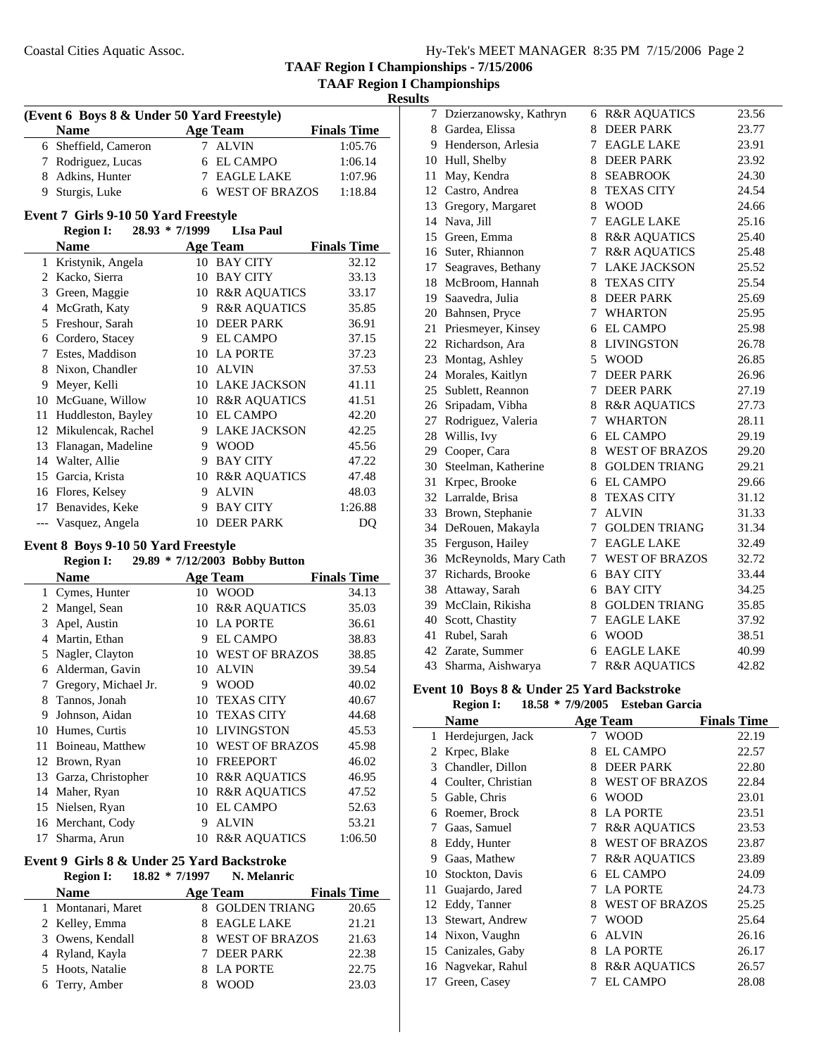**TAAF Region I Championships - 7/15/2006**

**TAAF Region I Championships**

**Results**

### (Event 6 Boys 8 & Under 50 Yard Freestyle)

| | Name | Age | Team | Finals Time |
|---|---|---|---|---|
| 6 | Sheffield, Cameron | 7 | ALVIN | 1:05.76 |
| 7 | Rodriguez, Lucas | 6 | EL CAMPO | 1:06.14 |
| 8 | Adkins, Hunter | 7 | EAGLE LAKE | 1:07.96 |
| 9 | Sturgis, Luke | 6 | WEST OF BRAZOS | 1:18.84 |

### Event 7 Girls 9-10 50 Yard Freestyle

**Region I: 28.93 * 7/1999 LIsa Paul**

| | Name | Age | Team | Finals Time |
|---|---|---|---|---|
| 1 | Kristynik, Angela | 10 | BAY CITY | 32.12 |
| 2 | Kacko, Sierra | 10 | BAY CITY | 33.13 |
| 3 | Green, Maggie | 10 | R&R AQUATICS | 33.17 |
| 4 | McGrath, Katy | 9 | R&R AQUATICS | 35.85 |
| 5 | Freshour, Sarah | 10 | DEER PARK | 36.91 |
| 6 | Cordero, Stacey | 9 | EL CAMPO | 37.15 |
| 7 | Estes, Maddison | 10 | LA PORTE | 37.23 |
| 8 | Nixon, Chandler | 10 | ALVIN | 37.53 |
| 9 | Meyer, Kelli | 10 | LAKE JACKSON | 41.11 |
| 10 | McGuane, Willow | 10 | R&R AQUATICS | 41.51 |
| 11 | Huddleston, Bayley | 10 | EL CAMPO | 42.20 |
| 12 | Mikulencak, Rachel | 9 | LAKE JACKSON | 42.25 |
| 13 | Flanagan, Madeline | 9 | WOOD | 45.56 |
| 14 | Walter, Allie | 9 | BAY CITY | 47.22 |
| 15 | Garcia, Krista | 10 | R&R AQUATICS | 47.48 |
| 16 | Flores, Kelsey | 9 | ALVIN | 48.03 |
| 17 | Benavides, Keke | 9 | BAY CITY | 1:26.88 |
| --- | Vasquez, Angela | 10 | DEER PARK | DQ |

### Event 8 Boys 9-10 50 Yard Freestyle

**Region I: 29.89 * 7/12/2003 Bobby Button**

| | Name | Age | Team | Finals Time |
|---|---|---|---|---|
| 1 | Cymes, Hunter | 10 | WOOD | 34.13 |
| 2 | Mangel, Sean | 10 | R&R AQUATICS | 35.03 |
| 3 | Apel, Austin | 10 | LA PORTE | 36.61 |
| 4 | Martin, Ethan | 9 | EL CAMPO | 38.83 |
| 5 | Nagler, Clayton | 10 | WEST OF BRAZOS | 38.85 |
| 6 | Alderman, Gavin | 10 | ALVIN | 39.54 |
| 7 | Gregory, Michael Jr. | 9 | WOOD | 40.02 |
| 8 | Tannos, Jonah | 10 | TEXAS CITY | 40.67 |
| 9 | Johnson, Aidan | 10 | TEXAS CITY | 44.68 |
| 10 | Humes, Curtis | 10 | LIVINGSTON | 45.53 |
| 11 | Boineau, Matthew | 10 | WEST OF BRAZOS | 45.98 |
| 12 | Brown, Ryan | 10 | FREEPORT | 46.02 |
| 13 | Garza, Christopher | 10 | R&R AQUATICS | 46.95 |
| 14 | Maher, Ryan | 10 | R&R AQUATICS | 47.52 |
| 15 | Nielsen, Ryan | 10 | EL CAMPO | 52.63 |
| 16 | Merchant, Cody | 9 | ALVIN | 53.21 |
| 17 | Sharma, Arun | 10 | R&R AQUATICS | 1:06.50 |

### Event 9 Girls 8 & Under 25 Yard Backstroke

**Region I: 18.82 * 7/1997 N. Melanric**

| | Name | Age | Team | Finals Time |
|---|---|---|---|---|
| 1 | Montanari, Maret | 8 | GOLDEN TRIANG | 20.65 |
| 2 | Kelley, Emma | 8 | EAGLE LAKE | 21.21 |
| 3 | Owens, Kendall | 8 | WEST OF BRAZOS | 21.63 |
| 4 | Ryland, Kayla | 7 | DEER PARK | 22.38 |
| 5 | Hoots, Natalie | 8 | LA PORTE | 22.75 |
| 6 | Terry, Amber | 8 | WOOD | 23.03 |
| 7 | Dzierzanowsky, Kathryn | 6 | R&R AQUATICS | 23.56 |
| 8 | Gardea, Elissa | 8 | DEER PARK | 23.77 |
| 9 | Henderson, Arlesia | 7 | EAGLE LAKE | 23.91 |
| 10 | Hull, Shelby | 8 | DEER PARK | 23.92 |
| 11 | May, Kendra | 8 | SEABROOK | 24.30 |
| 12 | Castro, Andrea | 8 | TEXAS CITY | 24.54 |
| 13 | Gregory, Margaret | 8 | WOOD | 24.66 |
| 14 | Nava, Jill | 7 | EAGLE LAKE | 25.16 |
| 15 | Green, Emma | 8 | R&R AQUATICS | 25.40 |
| 16 | Suter, Rhiannon | 7 | R&R AQUATICS | 25.48 |
| 17 | Seagraves, Bethany | 7 | LAKE JACKSON | 25.52 |
| 18 | McBroom, Hannah | 8 | TEXAS CITY | 25.54 |
| 19 | Saavedra, Julia | 8 | DEER PARK | 25.69 |
| 20 | Bahnsen, Pryce | 7 | WHARTON | 25.95 |
| 21 | Priesmeyer, Kinsey | 6 | EL CAMPO | 25.98 |
| 22 | Richardson, Ara | 8 | LIVINGSTON | 26.78 |
| 23 | Montag, Ashley | 5 | WOOD | 26.85 |
| 24 | Morales, Kaitlyn | 7 | DEER PARK | 26.96 |
| 25 | Sublett, Reannon | 7 | DEER PARK | 27.19 |
| 26 | Sripadam, Vibha | 8 | R&R AQUATICS | 27.73 |
| 27 | Rodriguez, Valeria | 7 | WHARTON | 28.11 |
| 28 | Willis, Ivy | 6 | EL CAMPO | 29.19 |
| 29 | Cooper, Cara | 8 | WEST OF BRAZOS | 29.20 |
| 30 | Steelman, Katherine | 8 | GOLDEN TRIANG | 29.21 |
| 31 | Krpec, Brooke | 6 | EL CAMPO | 29.66 |
| 32 | Larralde, Brisa | 8 | TEXAS CITY | 31.12 |
| 33 | Brown, Stephanie | 7 | ALVIN | 31.33 |
| 34 | DeRouen, Makayla | 7 | GOLDEN TRIANG | 31.34 |
| 35 | Ferguson, Hailey | 7 | EAGLE LAKE | 32.49 |
| 36 | McReynolds, Mary Cath | 7 | WEST OF BRAZOS | 32.72 |
| 37 | Richards, Brooke | 6 | BAY CITY | 33.44 |
| 38 | Attaway, Sarah | 6 | BAY CITY | 34.25 |
| 39 | McClain, Rikisha | 8 | GOLDEN TRIANG | 35.85 |
| 40 | Scott, Chastity | 7 | EAGLE LAKE | 37.92 |
| 41 | Rubel, Sarah | 6 | WOOD | 38.51 |
| 42 | Zarate, Summer | 6 | EAGLE LAKE | 40.99 |
| 43 | Sharma, Aishwarya | 7 | R&R AQUATICS | 42.82 |

### Event 10 Boys 8 & Under 25 Yard Backstroke

**Region I: 18.58 * 7/9/2005 Esteban Garcia**

| | Name | Age | Team | Finals Time |
|---|---|---|---|---|
| 1 | Herdejurgen, Jack | 7 | WOOD | 22.19 |
| 2 | Krpec, Blake | 8 | EL CAMPO | 22.57 |
| 3 | Chandler, Dillon | 8 | DEER PARK | 22.80 |
| 4 | Coulter, Christian | 8 | WEST OF BRAZOS | 22.84 |
| 5 | Gable, Chris | 6 | WOOD | 23.01 |
| 6 | Roemer, Brock | 8 | LA PORTE | 23.51 |
| 7 | Gaas, Samuel | 7 | R&R AQUATICS | 23.53 |
| 8 | Eddy, Hunter | 8 | WEST OF BRAZOS | 23.87 |
| 9 | Gaas, Mathew | 7 | R&R AQUATICS | 23.89 |
| 10 | Stockton, Davis | 6 | EL CAMPO | 24.09 |
| 11 | Guajardo, Jared | 7 | LA PORTE | 24.73 |
| 12 | Eddy, Tanner | 8 | WEST OF BRAZOS | 25.25 |
| 13 | Stewart, Andrew | 7 | WOOD | 25.64 |
| 14 | Nixon, Vaughn | 6 | ALVIN | 26.16 |
| 15 | Canizales, Gaby | 8 | LA PORTE | 26.17 |
| 16 | Nagvekar, Rahul | 8 | R&R AQUATICS | 26.57 |
| 17 | Green, Casey | 7 | EL CAMPO | 28.08 |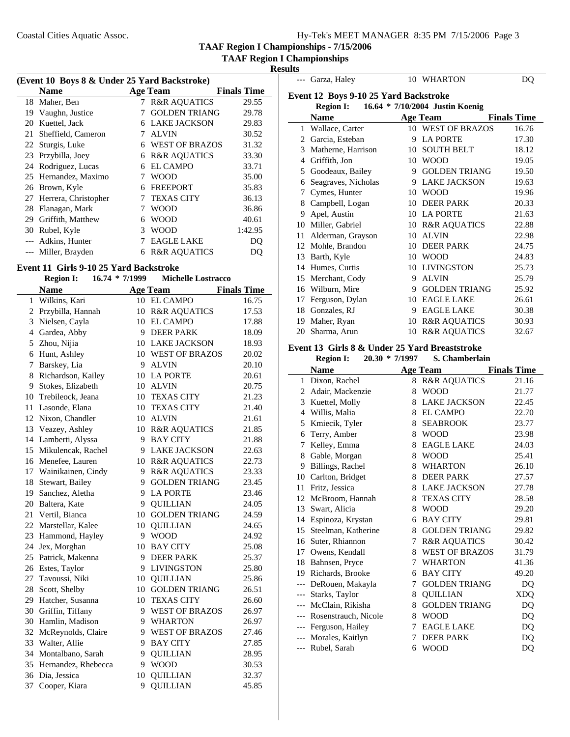## TAAF Region I Championships - 7/15/2006

### TAAF Region I Championships

#### Results

**(Event 10 Boys 8 & Under 25 Yard Backstroke)**

| | Name | Age | Team | Finals Time |
|---|---|---|---|---|
| 18 | Maher, Ben | 7 | R&R AQUATICS | 29.55 |
| 19 | Vaughn, Justice | 7 | GOLDEN TRIANG | 29.78 |
| 20 | Kuettel, Jack | 6 | LAKE JACKSON | 29.83 |
| 21 | Sheffield, Cameron | 7 | ALVIN | 30.52 |
| 22 | Sturgis, Luke | 6 | WEST OF BRAZOS | 31.32 |
| 23 | Przybilla, Joey | 6 | R&R AQUATICS | 33.30 |
| 24 | Rodriguez, Lucas | 6 | EL CAMPO | 33.71 |
| 25 | Hernandez, Maximo | 7 | WOOD | 35.00 |
| 26 | Brown, Kyle | 6 | FREEPORT | 35.83 |
| 27 | Herrera, Christopher | 7 | TEXAS CITY | 36.13 |
| 28 | Flanagan, Mark | 7 | WOOD | 36.86 |
| 29 | Griffith, Matthew | 6 | WOOD | 40.61 |
| 30 | Rubel, Kyle | 3 | WOOD | 1:42.95 |
| --- | Adkins, Hunter | 7 | EAGLE LAKE | DQ |
| --- | Miller, Brayden | 6 | R&R AQUATICS | DQ |

**Event 11 Girls 9-10 25 Yard Backstroke**

Region I: 16.74 * 7/1999 Michelle Lostracco

| | Name | Age | Team | Finals Time |
|---|---|---|---|---|
| 1 | Wilkins, Kari | 10 | EL CAMPO | 16.75 |
| 2 | Przybilla, Hannah | 10 | R&R AQUATICS | 17.53 |
| 3 | Nielsen, Cayla | 10 | EL CAMPO | 17.88 |
| 4 | Gardea, Abby | 9 | DEER PARK | 18.09 |
| 5 | Zhou, Nijia | 10 | LAKE JACKSON | 18.93 |
| 6 | Hunt, Ashley | 10 | WEST OF BRAZOS | 20.02 |
| 7 | Barskey, Lia | 9 | ALVIN | 20.10 |
| 8 | Richardson, Kailey | 10 | LA PORTE | 20.61 |
| 9 | Stokes, Elizabeth | 10 | ALVIN | 20.75 |
| 10 | Trebileock, Jeana | 10 | TEXAS CITY | 21.23 |
| 11 | Lasonde, Elana | 10 | TEXAS CITY | 21.40 |
| 12 | Nixon, Chandler | 10 | ALVIN | 21.61 |
| 13 | Veazey, Ashley | 10 | R&R AQUATICS | 21.85 |
| 14 | Lamberti, Alyssa | 9 | BAY CITY | 21.88 |
| 15 | Mikulencak, Rachel | 9 | LAKE JACKSON | 22.63 |
| 16 | Menefee, Lauren | 10 | R&R AQUATICS | 22.73 |
| 17 | Wainikainen, Cindy | 9 | R&R AQUATICS | 23.33 |
| 18 | Stewart, Bailey | 9 | GOLDEN TRIANG | 23.45 |
| 19 | Sanchez, Aletha | 9 | LA PORTE | 23.46 |
| 20 | Baltera, Kate | 9 | QUILLIAN | 24.05 |
| 21 | Vertil, Bianca | 10 | GOLDEN TRIANG | 24.59 |
| 22 | Marstellar, Kalee | 10 | QUILLIAN | 24.65 |
| 23 | Hammond, Hayley | 9 | WOOD | 24.92 |
| 24 | Jex, Morghan | 10 | BAY CITY | 25.08 |
| 25 | Patrick, Makenna | 9 | DEER PARK | 25.37 |
| 26 | Estes, Taylor | 9 | LIVINGSTON | 25.80 |
| 27 | Tavoussi, Niki | 10 | QUILLIAN | 25.86 |
| 28 | Scott, Shelby | 10 | GOLDEN TRIANG | 26.51 |
| 29 | Hatcher, Susanna | 10 | TEXAS CITY | 26.60 |
| 30 | Griffin, Tiffany | 9 | WEST OF BRAZOS | 26.97 |
| 30 | Hamlin, Madison | 9 | WHARTON | 26.97 |
| 32 | McReynolds, Claire | 9 | WEST OF BRAZOS | 27.46 |
| 33 | Walter, Allie | 9 | BAY CITY | 27.85 |
| 34 | Montalbano, Sarah | 9 | QUILLIAN | 28.95 |
| 35 | Hernandez, Rhebecca | 9 | WOOD | 30.53 |
| 36 | Dia, Jessica | 10 | QUILLIAN | 32.37 |
| 37 | Cooper, Kiara | 9 | QUILLIAN | 45.85 |
| --- | Garza, Haley | 10 | WHARTON | DQ |

**Event 12 Boys 9-10 25 Yard Backstroke**

Region I: 16.64 * 7/10/2004 Justin Koenig

| | Name | Age | Team | Finals Time |
|---|---|---|---|---|
| 1 | Wallace, Carter | 10 | WEST OF BRAZOS | 16.76 |
| 2 | Garcia, Esteban | 9 | LA PORTE | 17.30 |
| 3 | Matherne, Harrison | 10 | SOUTH BELT | 18.12 |
| 4 | Griffith, Jon | 10 | WOOD | 19.05 |
| 5 | Goodeaux, Bailey | 9 | GOLDEN TRIANG | 19.50 |
| 6 | Seagraves, Nicholas | 9 | LAKE JACKSON | 19.63 |
| 7 | Cymes, Hunter | 10 | WOOD | 19.96 |
| 8 | Campbell, Logan | 10 | DEER PARK | 20.33 |
| 9 | Apel, Austin | 10 | LA PORTE | 21.63 |
| 10 | Miller, Gabriel | 10 | R&R AQUATICS | 22.88 |
| 11 | Alderman, Grayson | 10 | ALVIN | 22.98 |
| 12 | Mohle, Brandon | 10 | DEER PARK | 24.75 |
| 13 | Barth, Kyle | 10 | WOOD | 24.83 |
| 14 | Humes, Curtis | 10 | LIVINGSTON | 25.73 |
| 15 | Merchant, Cody | 9 | ALVIN | 25.79 |
| 16 | Wilburn, Mire | 9 | GOLDEN TRIANG | 25.92 |
| 17 | Ferguson, Dylan | 10 | EAGLE LAKE | 26.61 |
| 18 | Gonzales, RJ | 9 | EAGLE LAKE | 30.38 |
| 19 | Maher, Ryan | 10 | R&R AQUATICS | 30.93 |
| 20 | Sharma, Arun | 10 | R&R AQUATICS | 32.67 |

**Event 13 Girls 8 & Under 25 Yard Breaststroke**

Region I: 20.30 * 7/1997 S. Chamberlain

| | Name | Age | Team | Finals Time |
|---|---|---|---|---|
| 1 | Dixon, Rachel | 8 | R&R AQUATICS | 21.16 |
| 2 | Adair, Mackenzie | 8 | WOOD | 21.77 |
| 3 | Kuettel, Molly | 8 | LAKE JACKSON | 22.45 |
| 4 | Willis, Malia | 8 | EL CAMPO | 22.70 |
| 5 | Kmiecik, Tyler | 8 | SEABROOK | 23.77 |
| 6 | Terry, Amber | 8 | WOOD | 23.98 |
| 7 | Kelley, Emma | 8 | EAGLE LAKE | 24.03 |
| 8 | Gable, Morgan | 8 | WOOD | 25.41 |
| 9 | Billings, Rachel | 8 | WHARTON | 26.10 |
| 10 | Carlton, Bridget | 8 | DEER PARK | 27.57 |
| 11 | Fritz, Jessica | 8 | LAKE JACKSON | 27.78 |
| 12 | McBroom, Hannah | 8 | TEXAS CITY | 28.58 |
| 13 | Swart, Alicia | 8 | WOOD | 29.20 |
| 14 | Espinoza, Krystan | 6 | BAY CITY | 29.81 |
| 15 | Steelman, Katherine | 8 | GOLDEN TRIANG | 29.82 |
| 16 | Suter, Rhiannon | 7 | R&R AQUATICS | 30.42 |
| 17 | Owens, Kendall | 8 | WEST OF BRAZOS | 31.79 |
| 18 | Bahnsen, Pryce | 7 | WHARTON | 41.36 |
| 19 | Richards, Brooke | 6 | BAY CITY | 49.20 |
| --- | DeRouen, Makayla | 7 | GOLDEN TRIANG | DQ |
| --- | Starks, Taylor | 8 | QUILLIAN | XDQ |
| --- | McClain, Rikisha | 8 | GOLDEN TRIANG | DQ |
| --- | Rosenstrauch, Nicole | 8 | WOOD | DQ |
| --- | Ferguson, Hailey | 7 | EAGLE LAKE | DQ |
| --- | Morales, Kaitlyn | 7 | DEER PARK | DQ |
| --- | Rubel, Sarah | 6 | WOOD | DQ |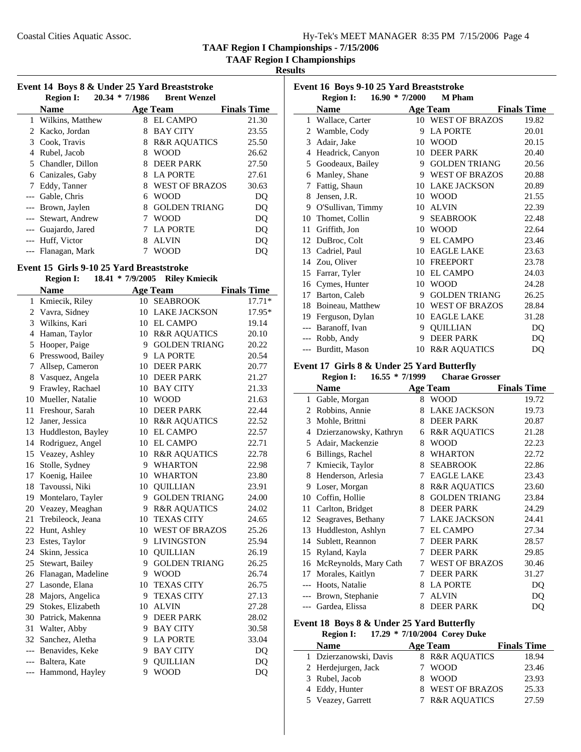## TAAF Region I Championships - 7/15/2006

### TAAF Region I Championships

#### Results

### Event 14 Boys 8 & Under 25 Yard Breaststroke

**Region I:** 20.34 * 7/1986 **Brent Wenzel**

| | Name | Age | Team | Finals Time |
|---|---|---|---|---|
| 1 | Wilkins, Matthew | 8 | EL CAMPO | 21.30 |
| 2 | Kacko, Jordan | 8 | BAY CITY | 23.55 |
| 3 | Cook, Travis | 8 | R&R AQUATICS | 25.50 |
| 4 | Rubel, Jacob | 8 | WOOD | 26.62 |
| 5 | Chandler, Dillon | 8 | DEER PARK | 27.50 |
| 6 | Canizales, Gaby | 8 | LA PORTE | 27.61 |
| 7 | Eddy, Tanner | 8 | WEST OF BRAZOS | 30.63 |
| --- | Gable, Chris | 6 | WOOD | DQ |
| --- | Brown, Jaylen | 8 | GOLDEN TRIANG | DQ |
| --- | Stewart, Andrew | 7 | WOOD | DQ |
| --- | Guajardo, Jared | 7 | LA PORTE | DQ |
| --- | Huff, Victor | 8 | ALVIN | DQ |
| --- | Flanagan, Mark | 7 | WOOD | DQ |

### Event 15 Girls 9-10 25 Yard Breaststroke

**Region I:** 18.41 * 7/9/2005 **Riley Kmiecik**

| | Name | Age | Team | Finals Time |
|---|---|---|---|---|
| 1 | Kmiecik, Riley | 10 | SEABROOK | 17.71* |
| 2 | Vavra, Sidney | 10 | LAKE JACKSON | 17.95* |
| 3 | Wilkins, Kari | 10 | EL CAMPO | 19.14 |
| 4 | Haman, Taylor | 10 | R&R AQUATICS | 20.10 |
| 5 | Hooper, Paige | 9 | GOLDEN TRIANG | 20.22 |
| 6 | Presswood, Bailey | 9 | LA PORTE | 20.54 |
| 7 | Allsep, Cameron | 10 | DEER PARK | 20.77 |
| 8 | Vasquez, Angela | 10 | DEER PARK | 21.27 |
| 9 | Frawley, Rachael | 10 | BAY CITY | 21.33 |
| 10 | Mueller, Natalie | 10 | WOOD | 21.63 |
| 11 | Freshour, Sarah | 10 | DEER PARK | 22.44 |
| 12 | Janer, Jessica | 10 | R&R AQUATICS | 22.52 |
| 13 | Huddleston, Bayley | 10 | EL CAMPO | 22.57 |
| 14 | Rodriguez, Angel | 10 | EL CAMPO | 22.71 |
| 15 | Veazey, Ashley | 10 | R&R AQUATICS | 22.78 |
| 16 | Stolle, Sydney | 9 | WHARTON | 22.98 |
| 17 | Koenig, Hailee | 10 | WHARTON | 23.80 |
| 18 | Tavoussi, Niki | 10 | QUILLIAN | 23.91 |
| 19 | Montelaro, Tayler | 9 | GOLDEN TRIANG | 24.00 |
| 20 | Veazey, Meaghan | 9 | R&R AQUATICS | 24.02 |
| 21 | Trebileock, Jeana | 10 | TEXAS CITY | 24.65 |
| 22 | Hunt, Ashley | 10 | WEST OF BRAZOS | 25.26 |
| 23 | Estes, Taylor | 9 | LIVINGSTON | 25.94 |
| 24 | Skinn, Jessica | 10 | QUILLIAN | 26.19 |
| 25 | Stewart, Bailey | 9 | GOLDEN TRIANG | 26.25 |
| 26 | Flanagan, Madeline | 9 | WOOD | 26.74 |
| 27 | Lasonde, Elana | 10 | TEXAS CITY | 26.75 |
| 28 | Majors, Angelica | 9 | TEXAS CITY | 27.13 |
| 29 | Stokes, Elizabeth | 10 | ALVIN | 27.28 |
| 30 | Patrick, Makenna | 9 | DEER PARK | 28.02 |
| 31 | Walter, Abby | 9 | BAY CITY | 30.58 |
| 32 | Sanchez, Aletha | 9 | LA PORTE | 33.04 |
| --- | Benavides, Keke | 9 | BAY CITY | DQ |
| --- | Baltera, Kate | 9 | QUILLIAN | DQ |
| --- | Hammond, Hayley | 9 | WOOD | DQ |

### Event 16 Boys 9-10 25 Yard Breaststroke

**Region I:** 16.90 * 7/2000 **M Pham**

| | Name | Age | Team | Finals Time |
|---|---|---|---|---|
| 1 | Wallace, Carter | 10 | WEST OF BRAZOS | 19.82 |
| 2 | Wamble, Cody | 9 | LA PORTE | 20.01 |
| 3 | Adair, Jake | 10 | WOOD | 20.15 |
| 4 | Headrick, Canyon | 10 | DEER PARK | 20.40 |
| 5 | Goodeaux, Bailey | 9 | GOLDEN TRIANG | 20.56 |
| 6 | Manley, Shane | 9 | WEST OF BRAZOS | 20.88 |
| 7 | Fattig, Shaun | 10 | LAKE JACKSON | 20.89 |
| 8 | Jensen, J.R. | 10 | WOOD | 21.55 |
| 9 | O'Sullivan, Timmy | 10 | ALVIN | 22.39 |
| 10 | Thomet, Collin | 9 | SEABROOK | 22.48 |
| 11 | Griffith, Jon | 10 | WOOD | 22.64 |
| 12 | DuBroc, Colt | 9 | EL CAMPO | 23.46 |
| 13 | Cadriel, Paul | 10 | EAGLE LAKE | 23.63 |
| 14 | Zou, Oliver | 10 | FREEPORT | 23.78 |
| 15 | Farrar, Tyler | 10 | EL CAMPO | 24.03 |
| 16 | Cymes, Hunter | 10 | WOOD | 24.28 |
| 17 | Barton, Caleb | 9 | GOLDEN TRIANG | 26.25 |
| 18 | Boineau, Matthew | 10 | WEST OF BRAZOS | 28.84 |
| 19 | Ferguson, Dylan | 10 | EAGLE LAKE | 31.28 |
| --- | Baranoff, Ivan | 9 | QUILLIAN | DQ |
| --- | Robb, Andy | 9 | DEER PARK | DQ |
| --- | Burditt, Mason | 10 | R&R AQUATICS | DQ |

### Event 17 Girls 8 & Under 25 Yard Butterfly

**Region I:** 16.55 * 7/1999 **Charae Grosser**

| | Name | Age | Team | Finals Time |
|---|---|---|---|---|
| 1 | Gable, Morgan | 8 | WOOD | 19.72 |
| 2 | Robbins, Annie | 8 | LAKE JACKSON | 19.73 |
| 3 | Mohle, Brittni | 8 | DEER PARK | 20.87 |
| 4 | Dzierzanowsky, Kathryn | 6 | R&R AQUATICS | 21.28 |
| 5 | Adair, Mackenzie | 8 | WOOD | 22.23 |
| 6 | Billings, Rachel | 8 | WHARTON | 22.72 |
| 7 | Kmiecik, Taylor | 8 | SEABROOK | 22.86 |
| 8 | Henderson, Arlesia | 7 | EAGLE LAKE | 23.43 |
| 9 | Loser, Morgan | 8 | R&R AQUATICS | 23.60 |
| 10 | Coffin, Hollie | 8 | GOLDEN TRIANG | 23.84 |
| 11 | Carlton, Bridget | 8 | DEER PARK | 24.29 |
| 12 | Seagraves, Bethany | 7 | LAKE JACKSON | 24.41 |
| 13 | Huddleston, Ashlyn | 7 | EL CAMPO | 27.34 |
| 14 | Sublett, Reannon | 7 | DEER PARK | 28.57 |
| 15 | Ryland, Kayla | 7 | DEER PARK | 29.85 |
| 16 | McReynolds, Mary Cath | 7 | WEST OF BRAZOS | 30.46 |
| 17 | Morales, Kaitlyn | 7 | DEER PARK | 31.27 |
| --- | Hoots, Natalie | 8 | LA PORTE | DQ |
| --- | Brown, Stephanie | 7 | ALVIN | DQ |
| --- | Gardea, Elissa | 8 | DEER PARK | DQ |

### Event 18 Boys 8 & Under 25 Yard Butterfly

**Region I:** 17.29 * 7/10/2004 **Corey Duke**

| | Name | Age | Team | Finals Time |
|---|---|---|---|---|
| 1 | Dzierzanowski, Davis | 8 | R&R AQUATICS | 18.94 |
| 2 | Herdejurgen, Jack | 7 | WOOD | 23.46 |
| 3 | Rubel, Jacob | 8 | WOOD | 23.93 |
| 4 | Eddy, Hunter | 8 | WEST OF BRAZOS | 25.33 |
| 5 | Veazey, Garrett | 7 | R&R AQUATICS | 27.59 |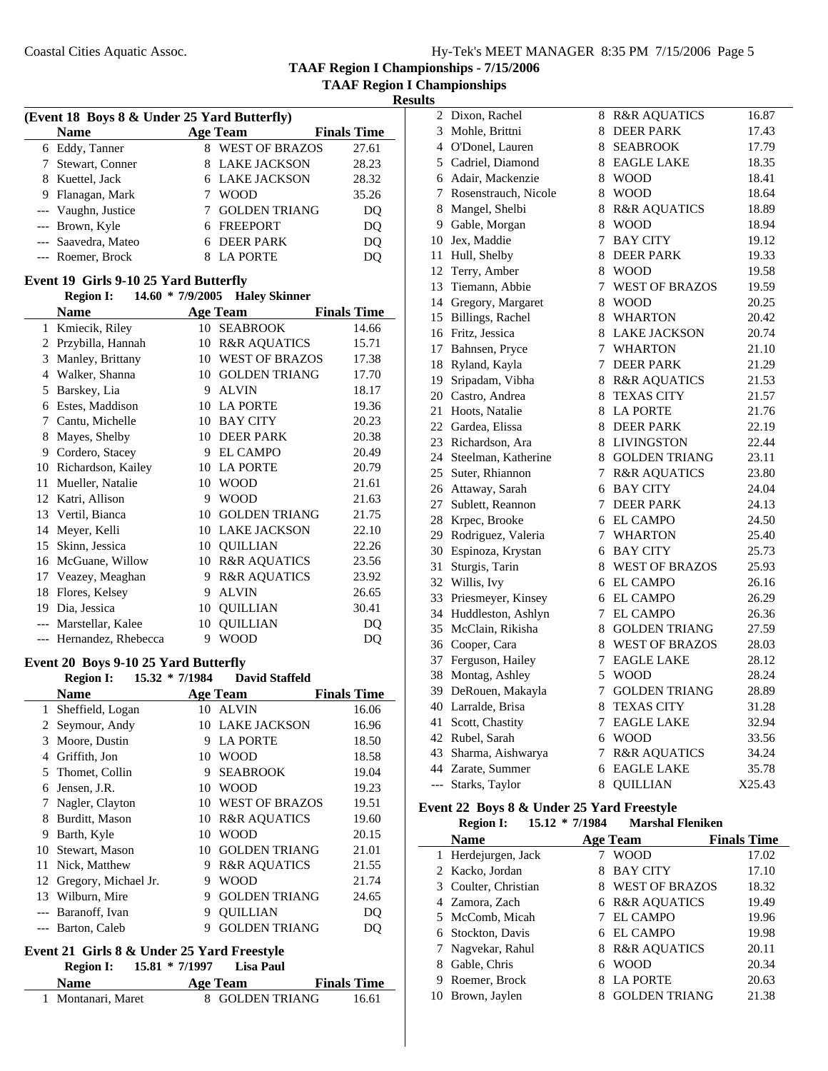## TAAF Region I Championships - 7/15/2006

## TAAF Region I Championships

### Results

**(Event 18 Boys 8 & Under 25 Yard Butterfly)**

| | Name | Age | Team | Finals Time |
|---|---|---|---|---|
| 6 | Eddy, Tanner | 8 | WEST OF BRAZOS | 27.61 |
| 7 | Stewart, Conner | 8 | LAKE JACKSON | 28.23 |
| 8 | Kuettel, Jack | 6 | LAKE JACKSON | 28.32 |
| 9 | Flanagan, Mark | 7 | WOOD | 35.26 |
| --- | Vaughn, Justice | 7 | GOLDEN TRIANG | DQ |
| --- | Brown, Kyle | 6 | FREEPORT | DQ |
| --- | Saavedra, Mateo | 6 | DEER PARK | DQ |
| --- | Roemer, Brock | 8 | LA PORTE | DQ |

**Event 19 Girls 9-10 25 Yard Butterfly**

Region I: 14.60 * 7/9/2005 Haley Skinner

| | Name | Age | Team | Finals Time |
|---|---|---|---|---|
| 1 | Kmiecik, Riley | 10 | SEABROOK | 14.66 |
| 2 | Przybilla, Hannah | 10 | R&R AQUATICS | 15.71 |
| 3 | Manley, Brittany | 10 | WEST OF BRAZOS | 17.38 |
| 4 | Walker, Shanna | 10 | GOLDEN TRIANG | 17.70 |
| 5 | Barskey, Lia | 9 | ALVIN | 18.17 |
| 6 | Estes, Maddison | 10 | LA PORTE | 19.36 |
| 7 | Cantu, Michelle | 10 | BAY CITY | 20.23 |
| 8 | Mayes, Shelby | 10 | DEER PARK | 20.38 |
| 9 | Cordero, Stacey | 9 | EL CAMPO | 20.49 |
| 10 | Richardson, Kailey | 10 | LA PORTE | 20.79 |
| 11 | Mueller, Natalie | 10 | WOOD | 21.61 |
| 12 | Katri, Allison | 9 | WOOD | 21.63 |
| 13 | Vertil, Bianca | 10 | GOLDEN TRIANG | 21.75 |
| 14 | Meyer, Kelli | 10 | LAKE JACKSON | 22.10 |
| 15 | Skinn, Jessica | 10 | QUILLIAN | 22.26 |
| 16 | McGuane, Willow | 10 | R&R AQUATICS | 23.56 |
| 17 | Veazey, Meaghan | 9 | R&R AQUATICS | 23.92 |
| 18 | Flores, Kelsey | 9 | ALVIN | 26.65 |
| 19 | Dia, Jessica | 10 | QUILLIAN | 30.41 |
| --- | Marstellar, Kalee | 10 | QUILLIAN | DQ |
| --- | Hernandez, Rhebecca | 9 | WOOD | DQ |

**Event 20 Boys 9-10 25 Yard Butterfly**

Region I: 15.32 * 7/1984 David Staffeld

| | Name | Age | Team | Finals Time |
|---|---|---|---|---|
| 1 | Sheffield, Logan | 10 | ALVIN | 16.06 |
| 2 | Seymour, Andy | 10 | LAKE JACKSON | 16.96 |
| 3 | Moore, Dustin | 9 | LA PORTE | 18.50 |
| 4 | Griffith, Jon | 10 | WOOD | 18.58 |
| 5 | Thomet, Collin | 9 | SEABROOK | 19.04 |
| 6 | Jensen, J.R. | 10 | WOOD | 19.23 |
| 7 | Nagler, Clayton | 10 | WEST OF BRAZOS | 19.51 |
| 8 | Burditt, Mason | 10 | R&R AQUATICS | 19.60 |
| 9 | Barth, Kyle | 10 | WOOD | 20.15 |
| 10 | Stewart, Mason | 10 | GOLDEN TRIANG | 21.01 |
| 11 | Nick, Matthew | 9 | R&R AQUATICS | 21.55 |
| 12 | Gregory, Michael Jr. | 9 | WOOD | 21.74 |
| 13 | Wilburn, Mire | 9 | GOLDEN TRIANG | 24.65 |
| --- | Baranoff, Ivan | 9 | QUILLIAN | DQ |
| --- | Barton, Caleb | 9 | GOLDEN TRIANG | DQ |

**Event 21 Girls 8 & Under 25 Yard Freestyle**

Region I: 15.81 * 7/1997 Lisa Paul

| | Name | Age | Team | Finals Time |
|---|---|---|---|---|
| 1 | Montanari, Maret | 8 | GOLDEN TRIANG | 16.61 |
| 2 | Dixon, Rachel | 8 | R&R AQUATICS | 16.87 |
| 3 | Mohle, Brittni | 8 | DEER PARK | 17.43 |
| 4 | O'Donel, Lauren | 8 | SEABROOK | 17.79 |
| 5 | Cadriel, Diamond | 8 | EAGLE LAKE | 18.35 |
| 6 | Adair, Mackenzie | 8 | WOOD | 18.41 |
| 7 | Rosenstrauch, Nicole | 8 | WOOD | 18.64 |
| 8 | Mangel, Shelbi | 8 | R&R AQUATICS | 18.89 |
| 9 | Gable, Morgan | 8 | WOOD | 18.94 |
| 10 | Jex, Maddie | 7 | BAY CITY | 19.12 |
| 11 | Hull, Shelby | 8 | DEER PARK | 19.33 |
| 12 | Terry, Amber | 8 | WOOD | 19.58 |
| 13 | Tiemann, Abbie | 7 | WEST OF BRAZOS | 19.59 |
| 14 | Gregory, Margaret | 8 | WOOD | 20.25 |
| 15 | Billings, Rachel | 8 | WHARTON | 20.42 |
| 16 | Fritz, Jessica | 8 | LAKE JACKSON | 20.74 |
| 17 | Bahnsen, Pryce | 7 | WHARTON | 21.10 |
| 18 | Ryland, Kayla | 7 | DEER PARK | 21.29 |
| 19 | Sripadam, Vibha | 8 | R&R AQUATICS | 21.53 |
| 20 | Castro, Andrea | 8 | TEXAS CITY | 21.57 |
| 21 | Hoots, Natalie | 8 | LA PORTE | 21.76 |
| 22 | Gardea, Elissa | 8 | DEER PARK | 22.19 |
| 23 | Richardson, Ara | 8 | LIVINGSTON | 22.44 |
| 24 | Steelman, Katherine | 8 | GOLDEN TRIANG | 23.11 |
| 25 | Suter, Rhiannon | 7 | R&R AQUATICS | 23.80 |
| 26 | Attaway, Sarah | 6 | BAY CITY | 24.04 |
| 27 | Sublett, Reannon | 7 | DEER PARK | 24.13 |
| 28 | Krpec, Brooke | 6 | EL CAMPO | 24.50 |
| 29 | Rodriguez, Valeria | 7 | WHARTON | 25.40 |
| 30 | Espinoza, Krystan | 6 | BAY CITY | 25.73 |
| 31 | Sturgis, Tarin | 8 | WEST OF BRAZOS | 25.93 |
| 32 | Willis, Ivy | 6 | EL CAMPO | 26.16 |
| 33 | Priesmeyer, Kinsey | 6 | EL CAMPO | 26.29 |
| 34 | Huddleston, Ashlyn | 7 | EL CAMPO | 26.36 |
| 35 | McClain, Rikisha | 8 | GOLDEN TRIANG | 27.59 |
| 36 | Cooper, Cara | 8 | WEST OF BRAZOS | 28.03 |
| 37 | Ferguson, Hailey | 7 | EAGLE LAKE | 28.12 |
| 38 | Montag, Ashley | 5 | WOOD | 28.24 |
| 39 | DeRouen, Makayla | 7 | GOLDEN TRIANG | 28.89 |
| 40 | Larralde, Brisa | 8 | TEXAS CITY | 31.28 |
| 41 | Scott, Chastity | 7 | EAGLE LAKE | 32.94 |
| 42 | Rubel, Sarah | 6 | WOOD | 33.56 |
| 43 | Sharma, Aishwarya | 7 | R&R AQUATICS | 34.24 |
| 44 | Zarate, Summer | 6 | EAGLE LAKE | 35.78 |
| --- | Starks, Taylor | 8 | QUILLIAN | X25.43 |

**Event 22 Boys 8 & Under 25 Yard Freestyle**

Region I: 15.12 * 7/1984 Marshal Fleniken

| | Name | Age | Team | Finals Time |
|---|---|---|---|---|
| 1 | Herdejurgen, Jack | 7 | WOOD | 17.02 |
| 2 | Kacko, Jordan | 8 | BAY CITY | 17.10 |
| 3 | Coulter, Christian | 8 | WEST OF BRAZOS | 18.32 |
| 4 | Zamora, Zach | 6 | R&R AQUATICS | 19.49 |
| 5 | McComb, Micah | 7 | EL CAMPO | 19.96 |
| 6 | Stockton, Davis | 6 | EL CAMPO | 19.98 |
| 7 | Nagvekar, Rahul | 8 | R&R AQUATICS | 20.11 |
| 8 | Gable, Chris | 6 | WOOD | 20.34 |
| 9 | Roemer, Brock | 8 | LA PORTE | 20.63 |
| 10 | Brown, Jaylen | 8 | GOLDEN TRIANG | 21.38 |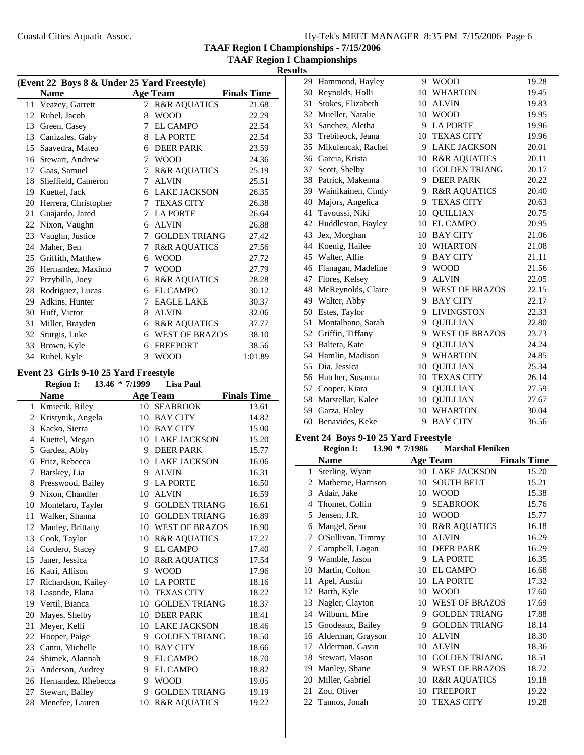# TAAF Region I Championships - 7/15/2006

## TAAF Region I Championships

### Results

**(Event 22 Boys 8 & Under 25 Yard Freestyle)**

| | Name | Age | Team | Finals Time |
|---|---|---|---|---|
| 11 | Veazey, Garrett | 7 | R&R AQUATICS | 21.68 |
| 12 | Rubel, Jacob | 8 | WOOD | 22.29 |
| 13 | Green, Casey | 7 | EL CAMPO | 22.54 |
| 13 | Canizales, Gaby | 8 | LA PORTE | 22.54 |
| 15 | Saavedra, Mateo | 6 | DEER PARK | 23.59 |
| 16 | Stewart, Andrew | 7 | WOOD | 24.36 |
| 17 | Gaas, Samuel | 7 | R&R AQUATICS | 25.19 |
| 18 | Sheffield, Cameron | 7 | ALVIN | 25.51 |
| 19 | Kuettel, Jack | 6 | LAKE JACKSON | 26.35 |
| 20 | Herrera, Christopher | 7 | TEXAS CITY | 26.38 |
| 21 | Guajardo, Jared | 7 | LA PORTE | 26.64 |
| 22 | Nixon, Vaughn | 6 | ALVIN | 26.88 |
| 23 | Vaughn, Justice | 7 | GOLDEN TRIANG | 27.42 |
| 24 | Maher, Ben | 7 | R&R AQUATICS | 27.56 |
| 25 | Griffith, Matthew | 6 | WOOD | 27.72 |
| 26 | Hernandez, Maximo | 7 | WOOD | 27.79 |
| 27 | Przybilla, Joey | 6 | R&R AQUATICS | 28.28 |
| 28 | Rodriguez, Lucas | 6 | EL CAMPO | 30.12 |
| 29 | Adkins, Hunter | 7 | EAGLE LAKE | 30.37 |
| 30 | Huff, Victor | 8 | ALVIN | 32.06 |
| 31 | Miller, Brayden | 6 | R&R AQUATICS | 37.77 |
| 32 | Sturgis, Luke | 6 | WEST OF BRAZOS | 38.10 |
| 33 | Brown, Kyle | 6 | FREEPORT | 38.56 |
| 34 | Rubel, Kyle | 3 | WOOD | 1:01.89 |

**Event 23 Girls 9-10 25 Yard Freestyle**

**Region I: 13.46 * 7/1999 Lisa Paul**

| | Name | Age | Team | Finals Time |
|---|---|---|---|---|
| 1 | Kmiecik, Riley | 10 | SEABROOK | 13.61 |
| 2 | Kristynik, Angela | 10 | BAY CITY | 14.82 |
| 3 | Kacko, Sierra | 10 | BAY CITY | 15.00 |
| 4 | Kuettel, Megan | 10 | LAKE JACKSON | 15.20 |
| 5 | Gardea, Abby | 9 | DEER PARK | 15.77 |
| 6 | Fritz, Rebecca | 10 | LAKE JACKSON | 16.06 |
| 7 | Barskey, Lia | 9 | ALVIN | 16.31 |
| 8 | Presswood, Bailey | 9 | LA PORTE | 16.50 |
| 9 | Nixon, Chandler | 10 | ALVIN | 16.59 |
| 10 | Montelaro, Tayler | 9 | GOLDEN TRIANG | 16.61 |
| 11 | Walker, Shanna | 10 | GOLDEN TRIANG | 16.89 |
| 12 | Manley, Brittany | 10 | WEST OF BRAZOS | 16.90 |
| 13 | Cook, Taylor | 10 | R&R AQUATICS | 17.27 |
| 14 | Cordero, Stacey | 9 | EL CAMPO | 17.40 |
| 15 | Janer, Jessica | 10 | R&R AQUATICS | 17.54 |
| 16 | Katri, Allison | 9 | WOOD | 17.96 |
| 17 | Richardson, Kailey | 10 | LA PORTE | 18.16 |
| 18 | Lasonde, Elana | 10 | TEXAS CITY | 18.22 |
| 19 | Vertil, Bianca | 10 | GOLDEN TRIANG | 18.37 |
| 20 | Mayes, Shelby | 10 | DEER PARK | 18.41 |
| 21 | Meyer, Kelli | 10 | LAKE JACKSON | 18.46 |
| 22 | Hooper, Paige | 9 | GOLDEN TRIANG | 18.50 |
| 23 | Cantu, Michelle | 10 | BAY CITY | 18.66 |
| 24 | Shimek, Alannah | 9 | EL CAMPO | 18.70 |
| 25 | Anderson, Audrey | 9 | EL CAMPO | 18.82 |
| 26 | Hernandez, Rhebecca | 9 | WOOD | 19.05 |
| 27 | Stewart, Bailey | 9 | GOLDEN TRIANG | 19.19 |
| 28 | Menefee, Lauren | 10 | R&R AQUATICS | 19.22 |
| 29 | Hammond, Hayley | 9 | WOOD | 19.28 |
| 30 | Reynolds, Holli | 10 | WHARTON | 19.45 |
| 31 | Stokes, Elizabeth | 10 | ALVIN | 19.83 |
| 32 | Mueller, Natalie | 10 | WOOD | 19.95 |
| 33 | Sanchez, Aletha | 9 | LA PORTE | 19.96 |
| 33 | Trebileock, Jeana | 10 | TEXAS CITY | 19.96 |
| 35 | Mikulencak, Rachel | 9 | LAKE JACKSON | 20.01 |
| 36 | Garcia, Krista | 10 | R&R AQUATICS | 20.11 |
| 37 | Scott, Shelby | 10 | GOLDEN TRIANG | 20.17 |
| 38 | Patrick, Makenna | 9 | DEER PARK | 20.22 |
| 39 | Wainikainen, Cindy | 9 | R&R AQUATICS | 20.40 |
| 40 | Majors, Angelica | 9 | TEXAS CITY | 20.63 |
| 41 | Tavoussi, Niki | 10 | QUILLIAN | 20.75 |
| 42 | Huddleston, Bayley | 10 | EL CAMPO | 20.95 |
| 43 | Jex, Morghan | 10 | BAY CITY | 21.06 |
| 44 | Koenig, Hailee | 10 | WHARTON | 21.08 |
| 45 | Walter, Allie | 9 | BAY CITY | 21.11 |
| 46 | Flanagan, Madeline | 9 | WOOD | 21.56 |
| 47 | Flores, Kelsey | 9 | ALVIN | 22.05 |
| 48 | McReynolds, Claire | 9 | WEST OF BRAZOS | 22.15 |
| 49 | Walter, Abby | 9 | BAY CITY | 22.17 |
| 50 | Estes, Taylor | 9 | LIVINGSTON | 22.33 |
| 51 | Montalbano, Sarah | 9 | QUILLIAN | 22.80 |
| 52 | Griffin, Tiffany | 9 | WEST OF BRAZOS | 23.73 |
| 53 | Baltera, Kate | 9 | QUILLIAN | 24.24 |
| 54 | Hamlin, Madison | 9 | WHARTON | 24.85 |
| 55 | Dia, Jessica | 10 | QUILLIAN | 25.34 |
| 56 | Hatcher, Susanna | 10 | TEXAS CITY | 26.14 |
| 57 | Cooper, Kiara | 9 | QUILLIAN | 27.59 |
| 58 | Marstellar, Kalee | 10 | QUILLIAN | 27.67 |
| 59 | Garza, Haley | 10 | WHARTON | 30.04 |
| 60 | Benavides, Keke | 9 | BAY CITY | 36.56 |

**Event 24 Boys 9-10 25 Yard Freestyle**

**Region I: 13.90 * 7/1986 Marshal Fleniken**

| | Name | Age | Team | Finals Time |
|---|---|---|---|---|
| 1 | Sterling, Wyatt | 10 | LAKE JACKSON | 15.20 |
| 2 | Matherne, Harrison | 10 | SOUTH BELT | 15.21 |
| 3 | Adair, Jake | 10 | WOOD | 15.38 |
| 4 | Thomet, Collin | 9 | SEABROOK | 15.76 |
| 5 | Jensen, J.R. | 10 | WOOD | 15.77 |
| 6 | Mangel, Sean | 10 | R&R AQUATICS | 16.18 |
| 7 | O'Sullivan, Timmy | 10 | ALVIN | 16.29 |
| 7 | Campbell, Logan | 10 | DEER PARK | 16.29 |
| 9 | Wamble, Jason | 9 | LA PORTE | 16.35 |
| 10 | Martin, Colton | 10 | EL CAMPO | 16.68 |
| 11 | Apel, Austin | 10 | LA PORTE | 17.32 |
| 12 | Barth, Kyle | 10 | WOOD | 17.60 |
| 13 | Nagler, Clayton | 10 | WEST OF BRAZOS | 17.69 |
| 14 | Wilburn, Mire | 9 | GOLDEN TRIANG | 17.88 |
| 15 | Goodeaux, Bailey | 9 | GOLDEN TRIANG | 18.14 |
| 16 | Alderman, Grayson | 10 | ALVIN | 18.30 |
| 17 | Alderman, Gavin | 10 | ALVIN | 18.36 |
| 18 | Stewart, Mason | 10 | GOLDEN TRIANG | 18.51 |
| 19 | Manley, Shane | 9 | WEST OF BRAZOS | 18.72 |
| 20 | Miller, Gabriel | 10 | R&R AQUATICS | 19.18 |
| 21 | Zou, Oliver | 10 | FREEPORT | 19.22 |
| 22 | Tannos, Jonah | 10 | TEXAS CITY | 19.28 |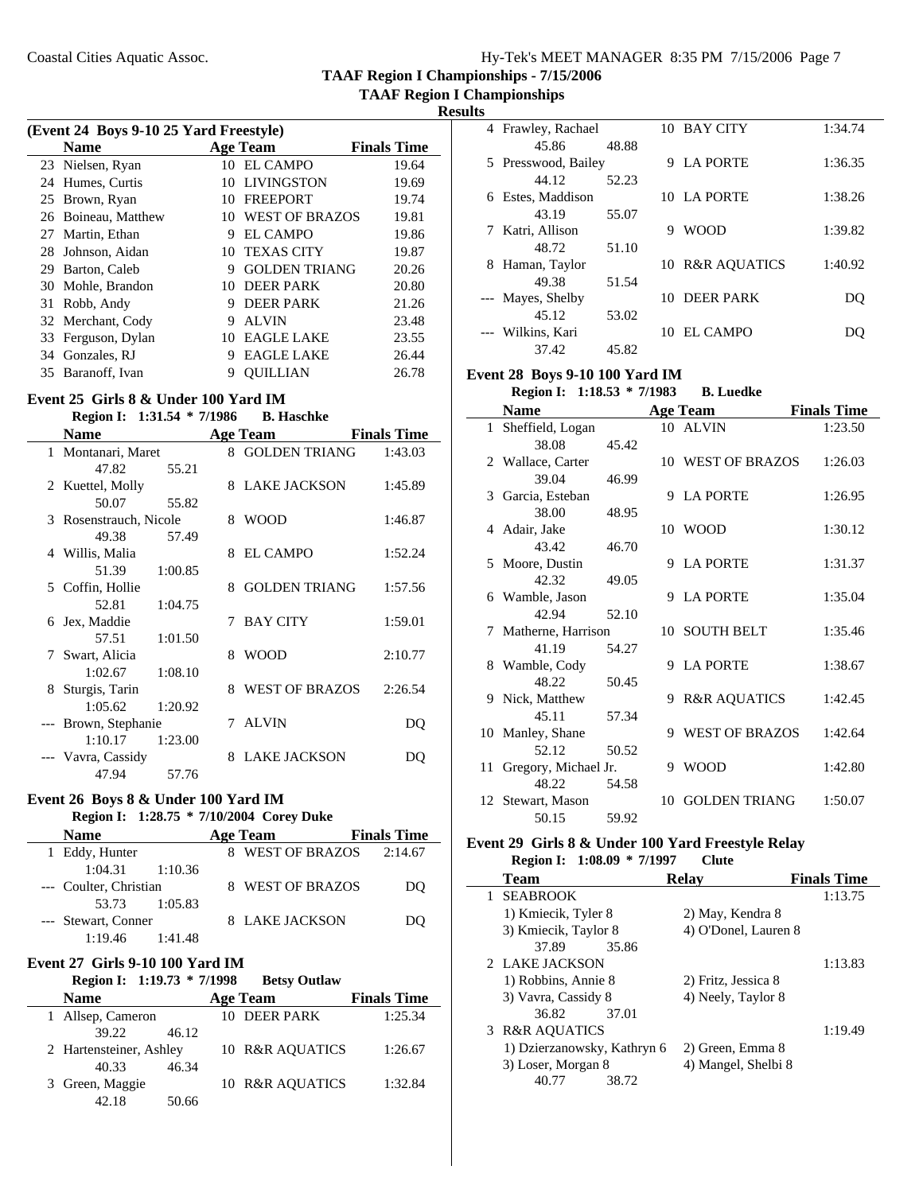## TAAF Region I Championships - 7/15/2006

### TAAF Region I Championships

**Results**

#### (Event 24 Boys 9-10 25 Yard Freestyle)

| | Name | Age | Team | Finals Time |
|---|---|---|---|---|
| 23 | Nielsen, Ryan | 10 | EL CAMPO | 19.64 |
| 24 | Humes, Curtis | 10 | LIVINGSTON | 19.69 |
| 25 | Brown, Ryan | 10 | FREEPORT | 19.74 |
| 26 | Boineau, Matthew | 10 | WEST OF BRAZOS | 19.81 |
| 27 | Martin, Ethan | 9 | EL CAMPO | 19.86 |
| 28 | Johnson, Aidan | 10 | TEXAS CITY | 19.87 |
| 29 | Barton, Caleb | 9 | GOLDEN TRIANG | 20.26 |
| 30 | Mohle, Brandon | 10 | DEER PARK | 20.80 |
| 31 | Robb, Andy | 9 | DEER PARK | 21.26 |
| 32 | Merchant, Cody | 9 | ALVIN | 23.48 |
| 33 | Ferguson, Dylan | 10 | EAGLE LAKE | 23.55 |
| 34 | Gonzales, RJ | 9 | EAGLE LAKE | 26.44 |
| 35 | Baranoff, Ivan | 9 | QUILLIAN | 26.78 |

#### Event 25 Girls 8 & Under 100 Yard IM

**Region I: 1:31.54 * 7/1986 B. Haschke**

| | Name | Age | Team | Finals Time |
|---|---|---|---|---|
| 1 | Montanari, Maret | 8 | GOLDEN TRIANG | 1:43.03 |
| | 47.82 55.21 | | | |
| 2 | Kuettel, Molly | 8 | LAKE JACKSON | 1:45.89 |
| | 50.07 55.82 | | | |
| 3 | Rosenstrauch, Nicole | 8 | WOOD | 1:46.87 |
| | 49.38 57.49 | | | |
| 4 | Willis, Malia | 8 | EL CAMPO | 1:52.24 |
| | 51.39 1:00.85 | | | |
| 5 | Coffin, Hollie | 8 | GOLDEN TRIANG | 1:57.56 |
| | 52.81 1:04.75 | | | |
| 6 | Jex, Maddie | 7 | BAY CITY | 1:59.01 |
| | 57.51 1:01.50 | | | |
| 7 | Swart, Alicia | 8 | WOOD | 2:10.77 |
| | 1:02.67 1:08.10 | | | |
| 8 | Sturgis, Tarin | 8 | WEST OF BRAZOS | 2:26.54 |
| | 1:05.62 1:20.92 | | | |
| --- | Brown, Stephanie | 7 | ALVIN | DQ |
| | 1:10.17 1:23.00 | | | |
| --- | Vavra, Cassidy | 8 | LAKE JACKSON | DQ |
| | 47.94 57.76 | | | |

#### Event 26 Boys 8 & Under 100 Yard IM

**Region I: 1:28.75 * 7/10/2004 Corey Duke**

| | Name | Age | Team | Finals Time |
|---|---|---|---|---|
| 1 | Eddy, Hunter | 8 | WEST OF BRAZOS | 2:14.67 |
| | 1:04.31 1:10.36 | | | |
| --- | Coulter, Christian | 8 | WEST OF BRAZOS | DQ |
| | 53.73 1:05.83 | | | |
| --- | Stewart, Conner | 8 | LAKE JACKSON | DQ |
| | 1:19.46 1:41.48 | | | |

#### Event 27 Girls 9-10 100 Yard IM

**Region I: 1:19.73 * 7/1998 Betsy Outlaw**

| | Name | Age | Team | Finals Time |
|---|---|---|---|---|
| 1 | Allsep, Cameron | 10 | DEER PARK | 1:25.34 |
| | 39.22 46.12 | | | |
| 2 | Hartensteiner, Ashley | 10 | R&R AQUATICS | 1:26.67 |
| | 40.33 46.34 | | | |
| 3 | Green, Maggie | 10 | R&R AQUATICS | 1:32.84 |
| | 42.18 50.66 | | | |
| 4 | Frawley, Rachael | 10 | BAY CITY | 1:34.74 |
| | 45.86 48.88 | | | |
| 5 | Presswood, Bailey | 9 | LA PORTE | 1:36.35 |
| | 44.12 52.23 | | | |
| 6 | Estes, Maddison | 10 | LA PORTE | 1:38.26 |
| | 43.19 55.07 | | | |
| 7 | Katri, Allison | 9 | WOOD | 1:39.82 |
| | 48.72 51.10 | | | |
| 8 | Haman, Taylor | 10 | R&R AQUATICS | 1:40.92 |
| | 49.38 51.54 | | | |
| --- | Mayes, Shelby | 10 | DEER PARK | DQ |
| | 45.12 53.02 | | | |
| --- | Wilkins, Kari | 10 | EL CAMPO | DQ |
| | 37.42 45.82 | | | |

#### Event 28 Boys 9-10 100 Yard IM

**Region I: 1:18.53 * 7/1983 B. Luedke**

| | Name | Age | Team | Finals Time |
|---|---|---|---|---|
| 1 | Sheffield, Logan | 10 | ALVIN | 1:23.50 |
| | 38.08 45.42 | | | |
| 2 | Wallace, Carter | 10 | WEST OF BRAZOS | 1:26.03 |
| | 39.04 46.99 | | | |
| 3 | Garcia, Esteban | 9 | LA PORTE | 1:26.95 |
| | 38.00 48.95 | | | |
| 4 | Adair, Jake | 10 | WOOD | 1:30.12 |
| | 43.42 46.70 | | | |
| 5 | Moore, Dustin | 9 | LA PORTE | 1:31.37 |
| | 42.32 49.05 | | | |
| 6 | Wamble, Jason | 9 | LA PORTE | 1:35.04 |
| | 42.94 52.10 | | | |
| 7 | Matherne, Harrison | 10 | SOUTH BELT | 1:35.46 |
| | 41.19 54.27 | | | |
| 8 | Wamble, Cody | 9 | LA PORTE | 1:38.67 |
| | 48.22 50.45 | | | |
| 9 | Nick, Matthew | 9 | R&R AQUATICS | 1:42.45 |
| | 45.11 57.34 | | | |
| 10 | Manley, Shane | 9 | WEST OF BRAZOS | 1:42.64 |
| | 52.12 50.52 | | | |
| 11 | Gregory, Michael Jr. | 9 | WOOD | 1:42.80 |
| | 48.22 54.58 | | | |
| 12 | Stewart, Mason | 10 | GOLDEN TRIANG | 1:50.07 |
| | 50.15 59.92 | | | |

#### Event 29 Girls 8 & Under 100 Yard Freestyle Relay

**Region I: 1:08.09 * 7/1997 Clute**

| | Team | Relay | Finals Time |
|---|---|---|---|
| 1 | SEABROOK | | 1:13.75 |
| | 1) Kmiecik, Tyler 8 | 2) May, Kendra 8 | |
| | 3) Kmiecik, Taylor 8 | 4) O'Donel, Lauren 8 | |
| | 37.89 35.86 | | |
| 2 | LAKE JACKSON | | 1:13.83 |
| | 1) Robbins, Annie 8 | 2) Fritz, Jessica 8 | |
| | 3) Vavra, Cassidy 8 | 4) Neely, Taylor 8 | |
| | 36.82 37.01 | | |
| 3 | R&R AQUATICS | | 1:19.49 |
| | 1) Dzierzanowsky, Kathryn 6 | 2) Green, Emma 8 | |
| | 3) Loser, Morgan 8 | 4) Mangel, Shelbi 8 | |
| | 40.77 38.72 | | |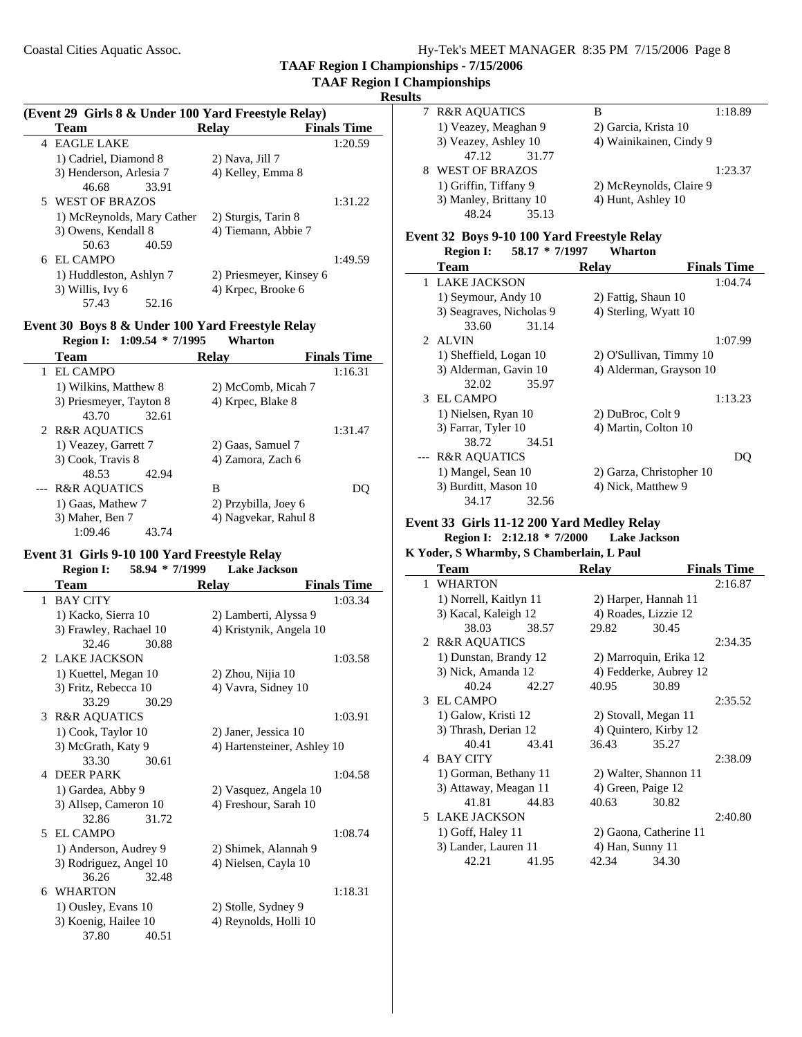## TAAF Region I Championships - 7/15/2006

### TAAF Region I Championships

**Results**

**(Event 29 Girls 8 & Under 100 Yard Freestyle Relay)**

| | Team | Relay | Finals Time |
|---|---|---|---|
| 4 | EAGLE LAKE | | 1:20.59 |
| | 1) Cadriel, Diamond 8 | 2) Nava, Jill 7 | |
| | 3) Henderson, Arlesia 7 | 4) Kelley, Emma 8 | |
| | 46.68 33.91 | | |
| 5 | WEST OF BRAZOS | | 1:31.22 |
| | 1) McReynolds, Mary Cather | 2) Sturgis, Tarin 8 | |
| | 3) Owens, Kendall 8 | 4) Tiemann, Abbie 7 | |
| | 50.63 40.59 | | |
| 6 | EL CAMPO | | 1:49.59 |
| | 1) Huddleston, Ashlyn 7 | 2) Priesmeyer, Kinsey 6 | |
| | 3) Willis, Ivy 6 | 4) Krpec, Brooke 6 | |
| | 57.43 52.16 | | |

### Event 30 Boys 8 & Under 100 Yard Freestyle Relay

**Region I: 1:09.54 * 7/1995 Wharton**

| | Team | Relay | Finals Time |
|---|---|---|---|
| 1 | EL CAMPO | | 1:16.31 |
| | 1) Wilkins, Matthew 8 | 2) McComb, Micah 7 | |
| | 3) Priesmeyer, Tayton 8 | 4) Krpec, Blake 8 | |
| | 43.70 32.61 | | |
| 2 | R&R AQUATICS | | 1:31.47 |
| | 1) Veazey, Garrett 7 | 2) Gaas, Samuel 7 | |
| | 3) Cook, Travis 8 | 4) Zamora, Zach 6 | |
| | 48.53 42.94 | | |
| --- | R&R AQUATICS | B | DQ |
| | 1) Gaas, Mathew 7 | 2) Przybilla, Joey 6 | |
| | 3) Maher, Ben 7 | 4) Nagvekar, Rahul 8 | |
| | 1:09.46 43.74 | | |

### Event 31 Girls 9-10 100 Yard Freestyle Relay

**Region I: 58.94 * 7/1999 Lake Jackson**

| | Team | Relay | Finals Time |
|---|---|---|---|
| 1 | BAY CITY | | 1:03.34 |
| | 1) Kacko, Sierra 10 | 2) Lamberti, Alyssa 9 | |
| | 3) Frawley, Rachael 10 | 4) Kristynik, Angela 10 | |
| | 32.46 30.88 | | |
| 2 | LAKE JACKSON | | 1:03.58 |
| | 1) Kuettel, Megan 10 | 2) Zhou, Nijia 10 | |
| | 3) Fritz, Rebecca 10 | 4) Vavra, Sidney 10 | |
| | 33.29 30.29 | | |
| 3 | R&R AQUATICS | | 1:03.91 |
| | 1) Cook, Taylor 10 | 2) Janer, Jessica 10 | |
| | 3) McGrath, Katy 9 | 4) Hartensteiner, Ashley 10 | |
| | 33.30 30.61 | | |
| 4 | DEER PARK | | 1:04.58 |
| | 1) Gardea, Abby 9 | 2) Vasquez, Angela 10 | |
| | 3) Allsep, Cameron 10 | 4) Freshour, Sarah 10 | |
| | 32.86 31.72 | | |
| 5 | EL CAMPO | | 1:08.74 |
| | 1) Anderson, Audrey 9 | 2) Shimek, Alannah 9 | |
| | 3) Rodriguez, Angel 10 | 4) Nielsen, Cayla 10 | |
| | 36.26 32.48 | | |
| 6 | WHARTON | | 1:18.31 |
| | 1) Ousley, Evans 10 | 2) Stolle, Sydney 9 | |
| | 3) Koenig, Hailee 10 | 4) Reynolds, Holli 10 | |
| | 37.80 40.51 | | |
| 7 | R&R AQUATICS | B | 1:18.89 |
| | 1) Veazey, Meaghan 9 | 2) Garcia, Krista 10 | |
| | 3) Veazey, Ashley 10 | 4) Wainikainen, Cindy 9 | |
| | 47.12 31.77 | | |
| 8 | WEST OF BRAZOS | | 1:23.37 |
| | 1) Griffin, Tiffany 9 | 2) McReynolds, Claire 9 | |
| | 3) Manley, Brittany 10 | 4) Hunt, Ashley 10 | |
| | 48.24 35.13 | | |

### Event 32 Boys 9-10 100 Yard Freestyle Relay

**Region I: 58.17 * 7/1997 Wharton**

| | Team | Relay | Finals Time |
|---|---|---|---|
| 1 | LAKE JACKSON | | 1:04.74 |
| | 1) Seymour, Andy 10 | 2) Fattig, Shaun 10 | |
| | 3) Seagraves, Nicholas 9 | 4) Sterling, Wyatt 10 | |
| | 33.60 31.14 | | |
| 2 | ALVIN | | 1:07.99 |
| | 1) Sheffield, Logan 10 | 2) O'Sullivan, Timmy 10 | |
| | 3) Alderman, Gavin 10 | 4) Alderman, Grayson 10 | |
| | 32.02 35.97 | | |
| 3 | EL CAMPO | | 1:13.23 |
| | 1) Nielsen, Ryan 10 | 2) DuBroc, Colt 9 | |
| | 3) Farrar, Tyler 10 | 4) Martin, Colton 10 | |
| | 38.72 34.51 | | |
| --- | R&R AQUATICS | | DQ |
| | 1) Mangel, Sean 10 | 2) Garza, Christopher 10 | |
| | 3) Burditt, Mason 10 | 4) Nick, Matthew 9 | |
| | 34.17 32.56 | | |

### Event 33 Girls 11-12 200 Yard Medley Relay

**Region I: 2:12.18 * 7/2000 Lake Jackson**

**K Yoder, S Wharmby, S Chamberlain, L Paul**

| | Team | Relay | Finals Time |
|---|---|---|---|
| 1 | WHARTON | | 2:16.87 |
| | 1) Norrell, Kaitlyn 11 | 2) Harper, Hannah 11 | |
| | 3) Kacal, Kaleigh 12 | 4) Roades, Lizzie 12 | |
| | 38.03 38.57 | 29.82 30.45 | |
| 2 | R&R AQUATICS | | 2:34.35 |
| | 1) Dunstan, Brandy 12 | 2) Marroquin, Erika 12 | |
| | 3) Nick, Amanda 12 | 4) Fedderke, Aubrey 12 | |
| | 40.24 42.27 | 40.95 30.89 | |
| 3 | EL CAMPO | | 2:35.52 |
| | 1) Galow, Kristi 12 | 2) Stovall, Megan 11 | |
| | 3) Thrash, Derian 12 | 4) Quintero, Kirby 12 | |
| | 40.41 43.41 | 36.43 35.27 | |
| 4 | BAY CITY | | 2:38.09 |
| | 1) Gorman, Bethany 11 | 2) Walter, Shannon 11 | |
| | 3) Attaway, Meagan 11 | 4) Green, Paige 12 | |
| | 41.81 44.83 | 40.63 30.82 | |
| 5 | LAKE JACKSON | | 2:40.80 |
| | 1) Goff, Haley 11 | 2) Gaona, Catherine 11 | |
| | 3) Lander, Lauren 11 | 4) Han, Sunny 11 | |
| | 42.21 41.95 | 42.34 34.30 | |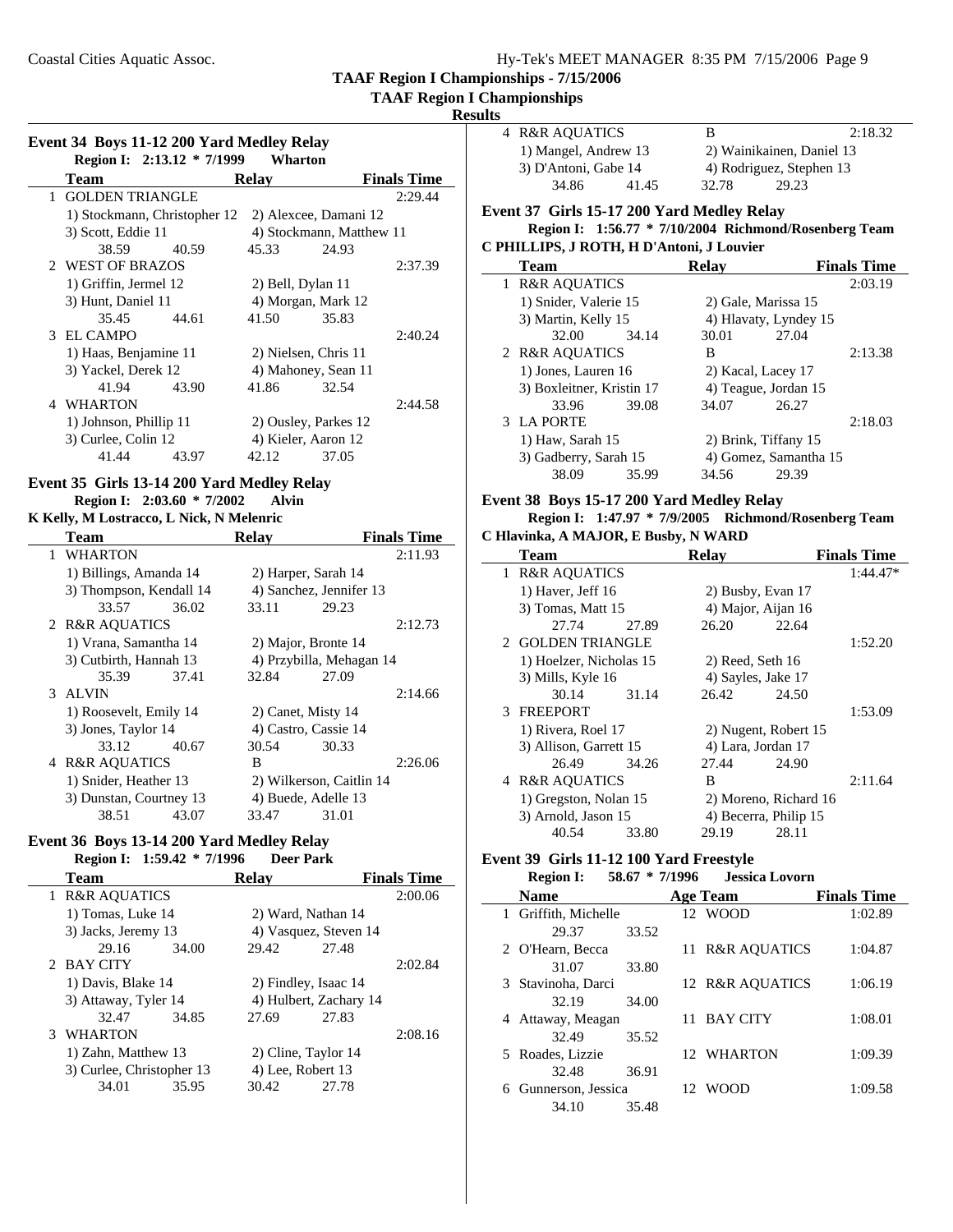TAAF Region I Championships - 7/15/2006

TAAF Region I Championships

Results

### Event 34 Boys 11-12 200 Yard Medley Relay

**Region I: 2:13.12 * 7/1999 Wharton**

| | Team | Relay | Finals Time |
|---|---|---|---|
| 1 | GOLDEN TRIANGLE | | 2:29.44 |
| | 1) Stockmann, Christopher 12 | 2) Alexcee, Damani 12 | |
| | 3) Scott, Eddie 11 | 4) Stockmann, Matthew 11 | |
| | 38.59 40.59 | 45.33 24.93 | |
| 2 | WEST OF BRAZOS | | 2:37.39 |
| | 1) Griffin, Jermel 12 | 2) Bell, Dylan 11 | |
| | 3) Hunt, Daniel 11 | 4) Morgan, Mark 12 | |
| | 35.45 44.61 | 41.50 35.83 | |
| 3 | EL CAMPO | | 2:40.24 |
| | 1) Haas, Benjamine 11 | 2) Nielsen, Chris 11 | |
| | 3) Yackel, Derek 12 | 4) Mahoney, Sean 11 | |
| | 41.94 43.90 | 41.86 32.54 | |
| 4 | WHARTON | | 2:44.58 |
| | 1) Johnson, Phillip 11 | 2) Ousley, Parkes 12 | |
| | 3) Curlee, Colin 12 | 4) Kieler, Aaron 12 | |
| | 41.44 43.97 | 42.12 37.05 | |

### Event 35 Girls 13-14 200 Yard Medley Relay

**Region I: 2:03.60 * 7/2002 Alvin**

**K Kelly, M Lostracco, L Nick, N Melenric**

| | Team | Relay | Finals Time |
|---|---|---|---|
| 1 | WHARTON | | 2:11.93 |
| | 1) Billings, Amanda 14 | 2) Harper, Sarah 14 | |
| | 3) Thompson, Kendall 14 | 4) Sanchez, Jennifer 13 | |
| | 33.57 36.02 | 33.11 29.23 | |
| 2 | R&R AQUATICS | | 2:12.73 |
| | 1) Vrana, Samantha 14 | 2) Major, Bronte 14 | |
| | 3) Cutbirth, Hannah 13 | 4) Przybilla, Mehagan 14 | |
| | 35.39 37.41 | 32.84 27.09 | |
| 3 | ALVIN | | 2:14.66 |
| | 1) Roosevelt, Emily 14 | 2) Canet, Misty 14 | |
| | 3) Jones, Taylor 14 | 4) Castro, Cassie 14 | |
| | 33.12 40.67 | 30.54 30.33 | |
| 4 | R&R AQUATICS | B | 2:26.06 |
| | 1) Snider, Heather 13 | 2) Wilkerson, Caitlin 14 | |
| | 3) Dunstan, Courtney 13 | 4) Buede, Adelle 13 | |
| | 38.51 43.07 | 33.47 31.01 | |

### Event 36 Boys 13-14 200 Yard Medley Relay

**Region I: 1:59.42 * 7/1996 Deer Park**

| | Team | Relay | Finals Time |
|---|---|---|---|
| 1 | R&R AQUATICS | | 2:00.06 |
| | 1) Tomas, Luke 14 | 2) Ward, Nathan 14 | |
| | 3) Jacks, Jeremy 13 | 4) Vasquez, Steven 14 | |
| | 29.16 34.00 | 29.42 27.48 | |
| 2 | BAY CITY | | 2:02.84 |
| | 1) Davis, Blake 14 | 2) Findley, Isaac 14 | |
| | 3) Attaway, Tyler 14 | 4) Hulbert, Zachary 14 | |
| | 32.47 34.85 | 27.69 27.83 | |
| 3 | WHARTON | | 2:08.16 |
| | 1) Zahn, Matthew 13 | 2) Cline, Taylor 14 | |
| | 3) Curlee, Christopher 13 | 4) Lee, Robert 13 | |
| | 34.01 35.95 | 30.42 27.78 | |
| 4 | R&R AQUATICS | B | 2:18.32 |
| | 1) Mangel, Andrew 13 | 2) Wainikainen, Daniel 13 | |
| | 3) D'Antoni, Gabe 14 | 4) Rodriguez, Stephen 13 | |
| | 34.86 41.45 | 32.78 29.23 | |

### Event 37 Girls 15-17 200 Yard Medley Relay

**Region I: 1:56.77 * 7/10/2004 Richmond/Rosenberg Team**

**C PHILLIPS, J ROTH, H D'Antoni, J Louvier**

| | Team | Relay | Finals Time |
|---|---|---|---|
| 1 | R&R AQUATICS | | 2:03.19 |
| | 1) Snider, Valerie 15 | 2) Gale, Marissa 15 | |
| | 3) Martin, Kelly 15 | 4) Hlavaty, Lyndey 15 | |
| | 32.00 34.14 | 30.01 27.04 | |
| 2 | R&R AQUATICS | B | 2:13.38 |
| | 1) Jones, Lauren 16 | 2) Kacal, Lacey 17 | |
| | 3) Boxleitner, Kristin 17 | 4) Teague, Jordan 15 | |
| | 33.96 39.08 | 34.07 26.27 | |
| 3 | LA PORTE | | 2:18.03 |
| | 1) Haw, Sarah 15 | 2) Brink, Tiffany 15 | |
| | 3) Gadberry, Sarah 15 | 4) Gomez, Samantha 15 | |
| | 38.09 35.99 | 34.56 29.39 | |

### Event 38 Boys 15-17 200 Yard Medley Relay

**Region I: 1:47.97 * 7/9/2005 Richmond/Rosenberg Team**

**C Hlavinka, A MAJOR, E Busby, N WARD**

| | Team | Relay | Finals Time |
|---|---|---|---|
| 1 | R&R AQUATICS | | 1:44.47* |
| | 1) Haver, Jeff 16 | 2) Busby, Evan 17 | |
| | 3) Tomas, Matt 15 | 4) Major, Aijan 16 | |
| | 27.74 27.89 | 26.20 22.64 | |
| 2 | GOLDEN TRIANGLE | | 1:52.20 |
| | 1) Hoelzer, Nicholas 15 | 2) Reed, Seth 16 | |
| | 3) Mills, Kyle 16 | 4) Sayles, Jake 17 | |
| | 30.14 31.14 | 26.42 24.50 | |
| 3 | FREEPORT | | 1:53.09 |
| | 1) Rivera, Roel 17 | 2) Nugent, Robert 15 | |
| | 3) Allison, Garrett 15 | 4) Lara, Jordan 17 | |
| | 26.49 34.26 | 27.44 24.90 | |
| 4 | R&R AQUATICS | B | 2:11.64 |
| | 1) Gregston, Nolan 15 | 2) Moreno, Richard 16 | |
| | 3) Arnold, Jason 15 | 4) Becerra, Philip 15 | |
| | 40.54 33.80 | 29.19 28.11 | |

### Event 39 Girls 11-12 100 Yard Freestyle

**Region I: 58.67 * 7/1996 Jessica Lovorn**

| | Name | Age | Team | Finals Time |
|---|---|---|---|---|
| 1 | Griffith, Michelle | 12 | WOOD | 1:02.89 |
| | 29.37 33.52 | | | |
| 2 | O'Hearn, Becca | 11 | R&R AQUATICS | 1:04.87 |
| | 31.07 33.80 | | | |
| 3 | Stavinoha, Darci | 12 | R&R AQUATICS | 1:06.19 |
| | 32.19 34.00 | | | |
| 4 | Attaway, Meagan | 11 | BAY CITY | 1:08.01 |
| | 32.49 35.52 | | | |
| 5 | Roades, Lizzie | 12 | WHARTON | 1:09.39 |
| | 32.48 36.91 | | | |
| 6 | Gunnerson, Jessica | 12 | WOOD | 1:09.58 |
| | 34.10 35.48 | | | |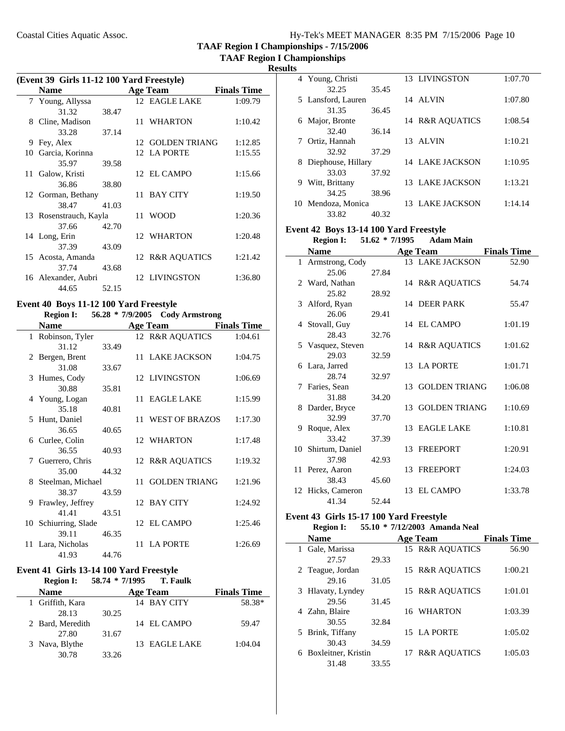## TAAF Region I Championships - 7/15/2006

### TAAF Region I Championships

### Results

#### (Event 39 Girls 11-12 100 Yard Freestyle)

| | Name | | Age | Team | Finals Time |
|---|---|---|---|---|---|
| 7 | Young, Allyssa | | 12 | EAGLE LAKE | 1:09.79 |
| | 31.32 | 38.47 | | | |
| 8 | Cline, Madison | | 11 | WHARTON | 1:10.42 |
| | 33.28 | 37.14 | | | |
| 9 | Fey, Alex | | 12 | GOLDEN TRIANG | 1:12.85 |
| 10 | Garcia, Korinna | | 12 | LA PORTE | 1:15.55 |
| | 35.97 | 39.58 | | | |
| 11 | Galow, Kristi | | 12 | EL CAMPO | 1:15.66 |
| | 36.86 | 38.80 | | | |
| 12 | Gorman, Bethany | | 11 | BAY CITY | 1:19.50 |
| | 38.47 | 41.03 | | | |
| 13 | Rosenstrauch, Kayla | | 11 | WOOD | 1:20.36 |
| | 37.66 | 42.70 | | | |
| 14 | Long, Erin | | 12 | WHARTON | 1:20.48 |
| | 37.39 | 43.09 | | | |
| 15 | Acosta, Amanda | | 12 | R&R AQUATICS | 1:21.42 |
| | 37.74 | 43.68 | | | |
| 16 | Alexander, Aubri | | 12 | LIVINGSTON | 1:36.80 |
| | 44.65 | 52.15 | | | |

#### Event 40 Boys 11-12 100 Yard Freestyle

**Region I:** 56.28 * 7/9/2005 **Cody Armstrong**

| | Name | | Age | Team | Finals Time |
|---|---|---|---|---|---|
| 1 | Robinson, Tyler | | 12 | R&R AQUATICS | 1:04.61 |
| | 31.12 | 33.49 | | | |
| 2 | Bergen, Brent | | 11 | LAKE JACKSON | 1:04.75 |
| | 31.08 | 33.67 | | | |
| 3 | Humes, Cody | | 12 | LIVINGSTON | 1:06.69 |
| | 30.88 | 35.81 | | | |
| 4 | Young, Logan | | 11 | EAGLE LAKE | 1:15.99 |
| | 35.18 | 40.81 | | | |
| 5 | Hunt, Daniel | | 11 | WEST OF BRAZOS | 1:17.30 |
| | 36.65 | 40.65 | | | |
| 6 | Curlee, Colin | | 12 | WHARTON | 1:17.48 |
| | 36.55 | 40.93 | | | |
| 7 | Guerrero, Chris | | 12 | R&R AQUATICS | 1:19.32 |
| | 35.00 | 44.32 | | | |
| 8 | Steelman, Michael | | 11 | GOLDEN TRIANG | 1:21.96 |
| | 38.37 | 43.59 | | | |
| 9 | Frawley, Jeffrey | | 12 | BAY CITY | 1:24.92 |
| | 41.41 | 43.51 | | | |
| 10 | Schiurring, Slade | | 12 | EL CAMPO | 1:25.46 |
| | 39.11 | 46.35 | | | |
| 11 | Lara, Nicholas | | 11 | LA PORTE | 1:26.69 |
| | 41.93 | 44.76 | | | |

#### Event 41 Girls 13-14 100 Yard Freestyle

**Region I:** 58.74 * 7/1995 **T. Faulk**

| | Name | | Age | Team | Finals Time |
|---|---|---|---|---|---|
| 1 | Griffith, Kara | | 14 | BAY CITY | 58.38* |
| | 28.13 | 30.25 | | | |
| 2 | Bard, Meredith | | 14 | EL CAMPO | 59.47 |
| | 27.80 | 31.67 | | | |
| 3 | Nava, Blythe | | 13 | EAGLE LAKE | 1:04.04 |
| | 30.78 | 33.26 | | | |
| 4 | Young, Christi | | 13 | LIVINGSTON | 1:07.70 |
| | 32.25 | 35.45 | | | |
| 5 | Lansford, Lauren | | 14 | ALVIN | 1:07.80 |
| | 31.35 | 36.45 | | | |
| 6 | Major, Bronte | | 14 | R&R AQUATICS | 1:08.54 |
| | 32.40 | 36.14 | | | |
| 7 | Ortiz, Hannah | | 13 | ALVIN | 1:10.21 |
| | 32.92 | 37.29 | | | |
| 8 | Diephouse, Hillary | | 14 | LAKE JACKSON | 1:10.95 |
| | 33.03 | 37.92 | | | |
| 9 | Witt, Brittany | | 13 | LAKE JACKSON | 1:13.21 |
| | 34.25 | 38.96 | | | |
| 10 | Mendoza, Monica | | 13 | LAKE JACKSON | 1:14.14 |
| | 33.82 | 40.32 | | | |

#### Event 42 Boys 13-14 100 Yard Freestyle

**Region I:** 51.62 * 7/1995 **Adam Main**

| | Name | | Age | Team | Finals Time |
|---|---|---|---|---|---|
| 1 | Armstrong, Cody | | 13 | LAKE JACKSON | 52.90 |
| | 25.06 | 27.84 | | | |
| 2 | Ward, Nathan | | 14 | R&R AQUATICS | 54.74 |
| | 25.82 | 28.92 | | | |
| 3 | Alford, Ryan | | 14 | DEER PARK | 55.47 |
| | 26.06 | 29.41 | | | |
| 4 | Stovall, Guy | | 14 | EL CAMPO | 1:01.19 |
| | 28.43 | 32.76 | | | |
| 5 | Vasquez, Steven | | 14 | R&R AQUATICS | 1:01.62 |
| | 29.03 | 32.59 | | | |
| 6 | Lara, Jarred | | 13 | LA PORTE | 1:01.71 |
| | 28.74 | 32.97 | | | |
| 7 | Faries, Sean | | 13 | GOLDEN TRIANG | 1:06.08 |
| | 31.88 | 34.20 | | | |
| 8 | Darder, Bryce | | 13 | GOLDEN TRIANG | 1:10.69 |
| | 32.99 | 37.70 | | | |
| 9 | Roque, Alex | | 13 | EAGLE LAKE | 1:10.81 |
| | 33.42 | 37.39 | | | |
| 10 | Shirtum, Daniel | | 13 | FREEPORT | 1:20.91 |
| | 37.98 | 42.93 | | | |
| 11 | Perez, Aaron | | 13 | FREEPORT | 1:24.03 |
| | 38.43 | 45.60 | | | |
| 12 | Hicks, Cameron | | 13 | EL CAMPO | 1:33.78 |
| | 41.34 | 52.44 | | | |

#### Event 43 Girls 15-17 100 Yard Freestyle

**Region I:** 55.10 * 7/12/2003 **Amanda Neal**

| | Name | | Age | Team | Finals Time |
|---|---|---|---|---|---|
| 1 | Gale, Marissa | | 15 | R&R AQUATICS | 56.90 |
| | 27.57 | 29.33 | | | |
| 2 | Teague, Jordan | | 15 | R&R AQUATICS | 1:00.21 |
| | 29.16 | 31.05 | | | |
| 3 | Hlavaty, Lyndey | | 15 | R&R AQUATICS | 1:01.01 |
| | 29.56 | 31.45 | | | |
| 4 | Zahn, Blaire | | 16 | WHARTON | 1:03.39 |
| | 30.55 | 32.84 | | | |
| 5 | Brink, Tiffany | | 15 | LA PORTE | 1:05.02 |
| | 30.43 | 34.59 | | | |
| 6 | Boxleitner, Kristin | | 17 | R&R AQUATICS | 1:05.03 |
| | 31.48 | 33.55 | | | |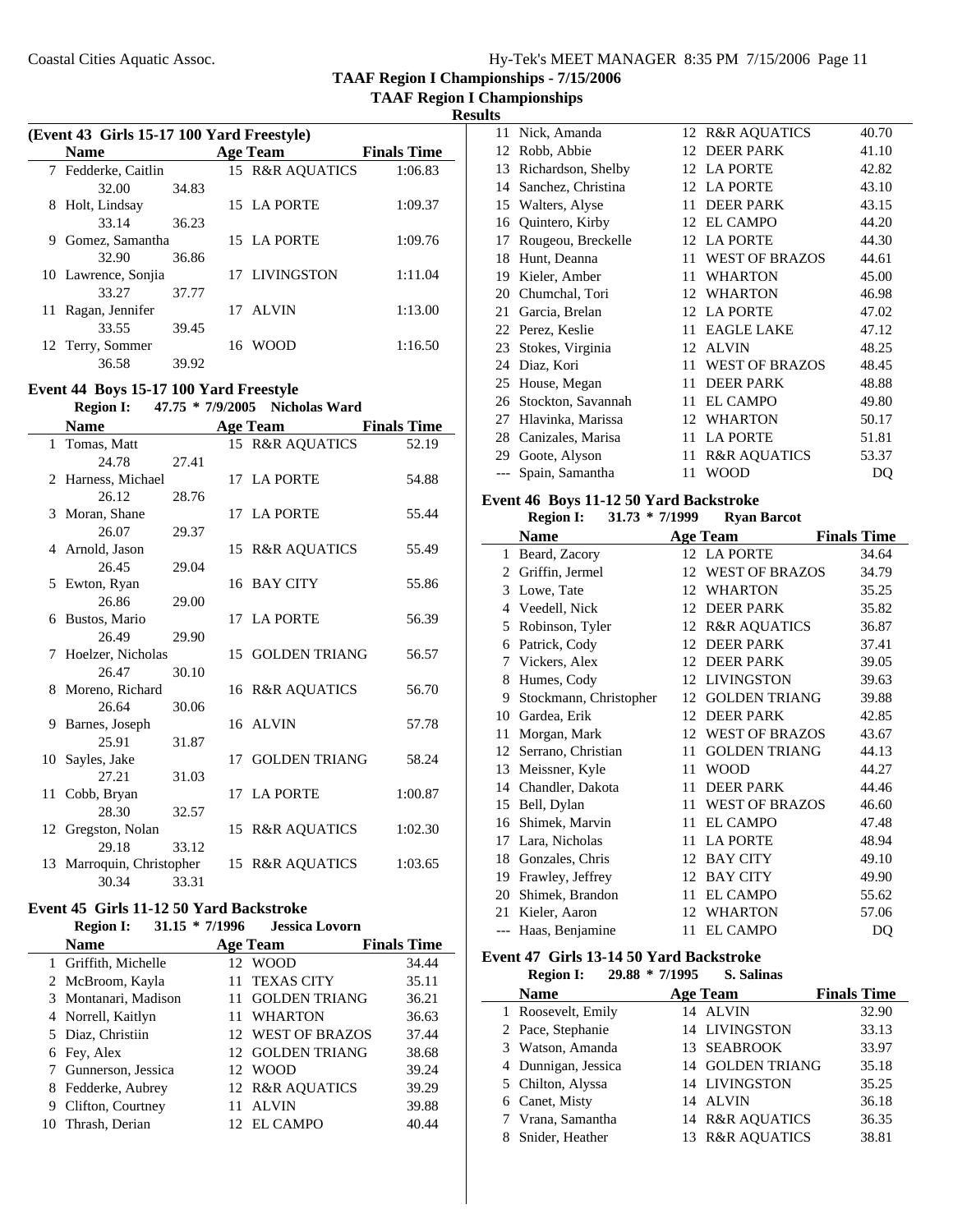Coastal Cities Aquatic Assoc.

TAAF Region I Championships - 7/15/2006

TAAF Region I Championships

Results

### (Event 43 Girls 15-17 100 Yard Freestyle)

| | Name | | Age | Team | Finals Time |
|---|---|---|---|---|---|
| 7 | Fedderke, Caitlin | | 15 | R&R AQUATICS | 1:06.83 |
| | 32.00 | 34.83 | | | |
| 8 | Holt, Lindsay | | 15 | LA PORTE | 1:09.37 |
| | 33.14 | 36.23 | | | |
| 9 | Gomez, Samantha | | 15 | LA PORTE | 1:09.76 |
| | 32.90 | 36.86 | | | |
| 10 | Lawrence, Sonjia | | 17 | LIVINGSTON | 1:11.04 |
| | 33.27 | 37.77 | | | |
| 11 | Ragan, Jennifer | | 17 | ALVIN | 1:13.00 |
| | 33.55 | 39.45 | | | |
| 12 | Terry, Sommer | | 16 | WOOD | 1:16.50 |
| | 36.58 | 39.92 | | | |

### Event 44 Boys 15-17 100 Yard Freestyle

**Region I: 47.75 * 7/9/2005 Nicholas Ward**

| | Name | | Age | Team | Finals Time |
|---|---|---|---|---|---|
| 1 | Tomas, Matt | | 15 | R&R AQUATICS | 52.19 |
| | 24.78 | 27.41 | | | |
| 2 | Harness, Michael | | 17 | LA PORTE | 54.88 |
| | 26.12 | 28.76 | | | |
| 3 | Moran, Shane | | 17 | LA PORTE | 55.44 |
| | 26.07 | 29.37 | | | |
| 4 | Arnold, Jason | | 15 | R&R AQUATICS | 55.49 |
| | 26.45 | 29.04 | | | |
| 5 | Ewton, Ryan | | 16 | BAY CITY | 55.86 |
| | 26.86 | 29.00 | | | |
| 6 | Bustos, Mario | | 17 | LA PORTE | 56.39 |
| | 26.49 | 29.90 | | | |
| 7 | Hoelzer, Nicholas | | 15 | GOLDEN TRIANG | 56.57 |
| | 26.47 | 30.10 | | | |
| 8 | Moreno, Richard | | 16 | R&R AQUATICS | 56.70 |
| | 26.64 | 30.06 | | | |
| 9 | Barnes, Joseph | | 16 | ALVIN | 57.78 |
| | 25.91 | 31.87 | | | |
| 10 | Sayles, Jake | | 17 | GOLDEN TRIANG | 58.24 |
| | 27.21 | 31.03 | | | |
| 11 | Cobb, Bryan | | 17 | LA PORTE | 1:00.87 |
| | 28.30 | 32.57 | | | |
| 12 | Gregston, Nolan | | 15 | R&R AQUATICS | 1:02.30 |
| | 29.18 | 33.12 | | | |
| 13 | Marroquin, Christopher | | 15 | R&R AQUATICS | 1:03.65 |
| | 30.34 | 33.31 | | | |

### Event 45 Girls 11-12 50 Yard Backstroke

**Region I: 31.15 * 7/1996 Jessica Lovorn**

| | Name | Age | Team | Finals Time |
|---|---|---|---|---|
| 1 | Griffith, Michelle | 12 | WOOD | 34.44 |
| 2 | McBroom, Kayla | 11 | TEXAS CITY | 35.11 |
| 3 | Montanari, Madison | 11 | GOLDEN TRIANG | 36.21 |
| 4 | Norrell, Kaitlyn | 11 | WHARTON | 36.63 |
| 5 | Diaz, Christiin | 12 | WEST OF BRAZOS | 37.44 |
| 6 | Fey, Alex | 12 | GOLDEN TRIANG | 38.68 |
| 7 | Gunnerson, Jessica | 12 | WOOD | 39.24 |
| 8 | Fedderke, Aubrey | 12 | R&R AQUATICS | 39.29 |
| 9 | Clifton, Courtney | 11 | ALVIN | 39.88 |
| 10 | Thrash, Derian | 12 | EL CAMPO | 40.44 |
| 11 | Nick, Amanda | 12 | R&R AQUATICS | 40.70 |
| 12 | Robb, Abbie | 12 | DEER PARK | 41.10 |
| 13 | Richardson, Shelby | 12 | LA PORTE | 42.82 |
| 14 | Sanchez, Christina | 12 | LA PORTE | 43.10 |
| 15 | Walters, Alyse | 11 | DEER PARK | 43.15 |
| 16 | Quintero, Kirby | 12 | EL CAMPO | 44.20 |
| 17 | Rougeou, Breckelle | 12 | LA PORTE | 44.30 |
| 18 | Hunt, Deanna | 11 | WEST OF BRAZOS | 44.61 |
| 19 | Kieler, Amber | 11 | WHARTON | 45.00 |
| 20 | Chumchal, Tori | 12 | WHARTON | 46.98 |
| 21 | Garcia, Brelan | 12 | LA PORTE | 47.02 |
| 22 | Perez, Keslie | 11 | EAGLE LAKE | 47.12 |
| 23 | Stokes, Virginia | 12 | ALVIN | 48.25 |
| 24 | Diaz, Kori | 11 | WEST OF BRAZOS | 48.45 |
| 25 | House, Megan | 11 | DEER PARK | 48.88 |
| 26 | Stockton, Savannah | 11 | EL CAMPO | 49.80 |
| 27 | Hlavinka, Marissa | 12 | WHARTON | 50.17 |
| 28 | Canizales, Marisa | 11 | LA PORTE | 51.81 |
| 29 | Goote, Alyson | 11 | R&R AQUATICS | 53.37 |
| --- | Spain, Samantha | 11 | WOOD | DQ |

### Event 46 Boys 11-12 50 Yard Backstroke

**Region I: 31.73 * 7/1999 Ryan Barcot**

| | Name | Age | Team | Finals Time |
|---|---|---|---|---|
| 1 | Beard, Zacory | 12 | LA PORTE | 34.64 |
| 2 | Griffin, Jermel | 12 | WEST OF BRAZOS | 34.79 |
| 3 | Lowe, Tate | 12 | WHARTON | 35.25 |
| 4 | Veedell, Nick | 12 | DEER PARK | 35.82 |
| 5 | Robinson, Tyler | 12 | R&R AQUATICS | 36.87 |
| 6 | Patrick, Cody | 12 | DEER PARK | 37.41 |
| 7 | Vickers, Alex | 12 | DEER PARK | 39.05 |
| 8 | Humes, Cody | 12 | LIVINGSTON | 39.63 |
| 9 | Stockmann, Christopher | 12 | GOLDEN TRIANG | 39.88 |
| 10 | Gardea, Erik | 12 | DEER PARK | 42.85 |
| 11 | Morgan, Mark | 12 | WEST OF BRAZOS | 43.67 |
| 12 | Serrano, Christian | 11 | GOLDEN TRIANG | 44.13 |
| 13 | Meissner, Kyle | 11 | WOOD | 44.27 |
| 14 | Chandler, Dakota | 11 | DEER PARK | 44.46 |
| 15 | Bell, Dylan | 11 | WEST OF BRAZOS | 46.60 |
| 16 | Shimek, Marvin | 11 | EL CAMPO | 47.48 |
| 17 | Lara, Nicholas | 11 | LA PORTE | 48.94 |
| 18 | Gonzales, Chris | 12 | BAY CITY | 49.10 |
| 19 | Frawley, Jeffrey | 12 | BAY CITY | 49.90 |
| 20 | Shimek, Brandon | 11 | EL CAMPO | 55.62 |
| 21 | Kieler, Aaron | 12 | WHARTON | 57.06 |
| --- | Haas, Benjamine | 11 | EL CAMPO | DQ |

### Event 47 Girls 13-14 50 Yard Backstroke

**Region I: 29.88 * 7/1995 S. Salinas**

| | Name | Age | Team | Finals Time |
|---|---|---|---|---|
| 1 | Roosevelt, Emily | 14 | ALVIN | 32.90 |
| 2 | Pace, Stephanie | 14 | LIVINGSTON | 33.13 |
| 3 | Watson, Amanda | 13 | SEABROOK | 33.97 |
| 4 | Dunnigan, Jessica | 14 | GOLDEN TRIANG | 35.18 |
| 5 | Chilton, Alyssa | 14 | LIVINGSTON | 35.25 |
| 6 | Canet, Misty | 14 | ALVIN | 36.18 |
| 7 | Vrana, Samantha | 14 | R&R AQUATICS | 36.35 |
| 8 | Snider, Heather | 13 | R&R AQUATICS | 38.81 |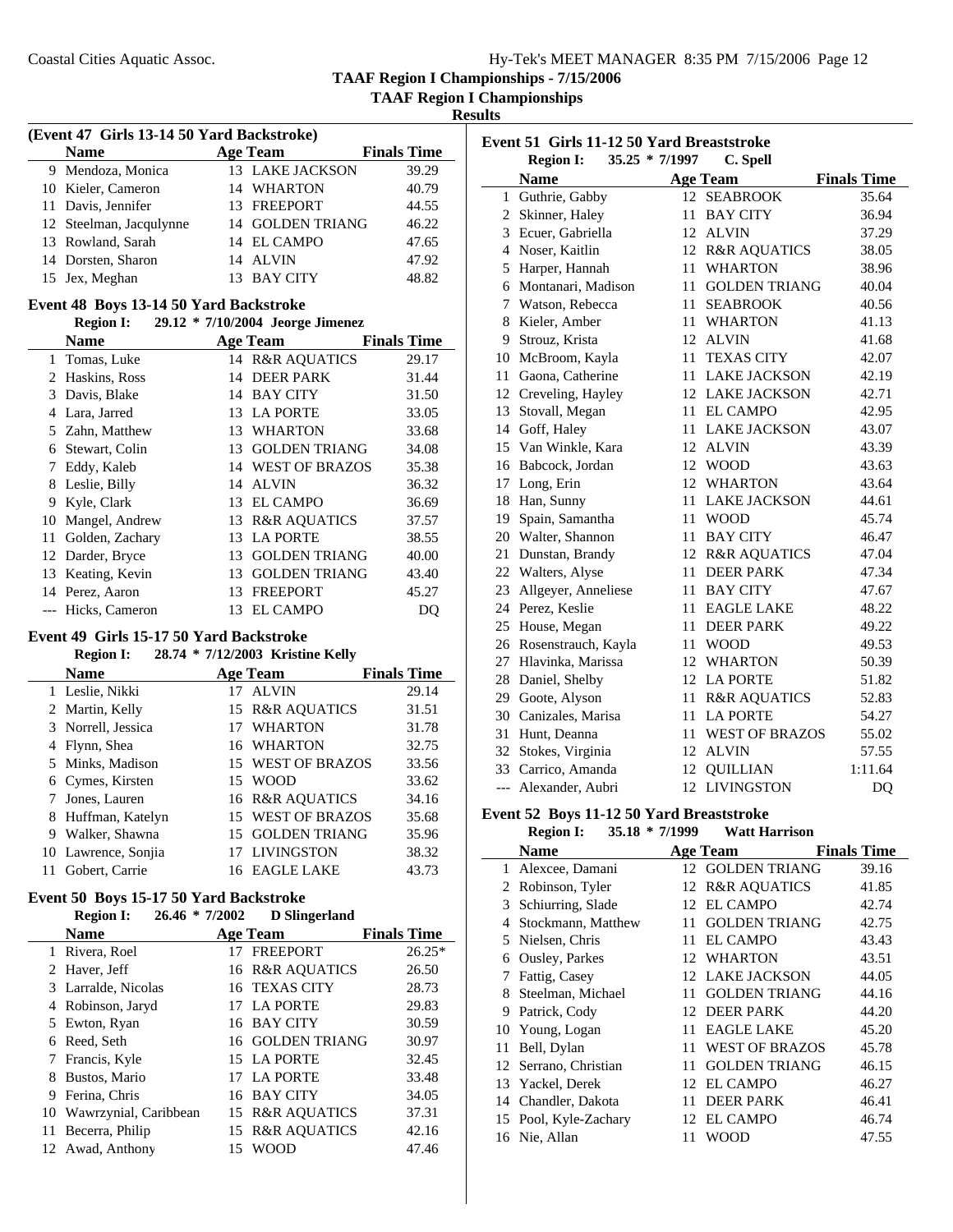TAAF Region I Championships - 7/15/2006

TAAF Region I Championships

Results

### (Event 47 Girls 13-14 50 Yard Backstroke)

| | Name | Age | Team | Finals Time |
|---|---|---|---|---|
| 9 | Mendoza, Monica | 13 | LAKE JACKSON | 39.29 |
| 10 | Kieler, Cameron | 14 | WHARTON | 40.79 |
| 11 | Davis, Jennifer | 13 | FREEPORT | 44.55 |
| 12 | Steelman, Jacqulynne | 14 | GOLDEN TRIANG | 46.22 |
| 13 | Rowland, Sarah | 14 | EL CAMPO | 47.65 |
| 14 | Dorsten, Sharon | 14 | ALVIN | 47.92 |
| 15 | Jex, Meghan | 13 | BAY CITY | 48.82 |

### Event 48 Boys 13-14 50 Yard Backstroke

Region I: 29.12 * 7/10/2004 Jeorge Jimenez

| | Name | Age | Team | Finals Time |
|---|---|---|---|---|
| 1 | Tomas, Luke | 14 | R&R AQUATICS | 29.17 |
| 2 | Haskins, Ross | 14 | DEER PARK | 31.44 |
| 3 | Davis, Blake | 14 | BAY CITY | 31.50 |
| 4 | Lara, Jarred | 13 | LA PORTE | 33.05 |
| 5 | Zahn, Matthew | 13 | WHARTON | 33.68 |
| 6 | Stewart, Colin | 13 | GOLDEN TRIANG | 34.08 |
| 7 | Eddy, Kaleb | 14 | WEST OF BRAZOS | 35.38 |
| 8 | Leslie, Billy | 14 | ALVIN | 36.32 |
| 9 | Kyle, Clark | 13 | EL CAMPO | 36.69 |
| 10 | Mangel, Andrew | 13 | R&R AQUATICS | 37.57 |
| 11 | Golden, Zachary | 13 | LA PORTE | 38.55 |
| 12 | Darder, Bryce | 13 | GOLDEN TRIANG | 40.00 |
| 13 | Keating, Kevin | 13 | GOLDEN TRIANG | 43.40 |
| 14 | Perez, Aaron | 13 | FREEPORT | 45.27 |
| --- | Hicks, Cameron | 13 | EL CAMPO | DQ |

### Event 49 Girls 15-17 50 Yard Backstroke

Region I: 28.74 * 7/12/2003 Kristine Kelly

| | Name | Age | Team | Finals Time |
|---|---|---|---|---|
| 1 | Leslie, Nikki | 17 | ALVIN | 29.14 |
| 2 | Martin, Kelly | 15 | R&R AQUATICS | 31.51 |
| 3 | Norrell, Jessica | 17 | WHARTON | 31.78 |
| 4 | Flynn, Shea | 16 | WHARTON | 32.75 |
| 5 | Minks, Madison | 15 | WEST OF BRAZOS | 33.56 |
| 6 | Cymes, Kirsten | 15 | WOOD | 33.62 |
| 7 | Jones, Lauren | 16 | R&R AQUATICS | 34.16 |
| 8 | Huffman, Katelyn | 15 | WEST OF BRAZOS | 35.68 |
| 9 | Walker, Shawna | 15 | GOLDEN TRIANG | 35.96 |
| 10 | Lawrence, Sonjia | 17 | LIVINGSTON | 38.32 |
| 11 | Gobert, Carrie | 16 | EAGLE LAKE | 43.73 |

### Event 50 Boys 15-17 50 Yard Backstroke

Region I: 26.46 * 7/2002 D Slingerland

| | Name | Age | Team | Finals Time |
|---|---|---|---|---|
| 1 | Rivera, Roel | 17 | FREEPORT | 26.25* |
| 2 | Haver, Jeff | 16 | R&R AQUATICS | 26.50 |
| 3 | Larralde, Nicolas | 16 | TEXAS CITY | 28.73 |
| 4 | Robinson, Jaryd | 17 | LA PORTE | 29.83 |
| 5 | Ewton, Ryan | 16 | BAY CITY | 30.59 |
| 6 | Reed, Seth | 16 | GOLDEN TRIANG | 30.97 |
| 7 | Francis, Kyle | 15 | LA PORTE | 32.45 |
| 8 | Bustos, Mario | 17 | LA PORTE | 33.48 |
| 9 | Ferina, Chris | 16 | BAY CITY | 34.05 |
| 10 | Wawrzynial, Caribbean | 15 | R&R AQUATICS | 37.31 |
| 11 | Becerra, Philip | 15 | R&R AQUATICS | 42.16 |
| 12 | Awad, Anthony | 15 | WOOD | 47.46 |

### Event 51 Girls 11-12 50 Yard Breaststroke

Region I: 35.25 * 7/1997 C. Spell

| | Name | Age | Team | Finals Time |
|---|---|---|---|---|
| 1 | Guthrie, Gabby | 12 | SEABROOK | 35.64 |
| 2 | Skinner, Haley | 11 | BAY CITY | 36.94 |
| 3 | Ecuer, Gabriella | 12 | ALVIN | 37.29 |
| 4 | Noser, Kaitlin | 12 | R&R AQUATICS | 38.05 |
| 5 | Harper, Hannah | 11 | WHARTON | 38.96 |
| 6 | Montanari, Madison | 11 | GOLDEN TRIANG | 40.04 |
| 7 | Watson, Rebecca | 11 | SEABROOK | 40.56 |
| 8 | Kieler, Amber | 11 | WHARTON | 41.13 |
| 9 | Strouz, Krista | 12 | ALVIN | 41.68 |
| 10 | McBroom, Kayla | 11 | TEXAS CITY | 42.07 |
| 11 | Gaona, Catherine | 11 | LAKE JACKSON | 42.19 |
| 12 | Creveling, Hayley | 12 | LAKE JACKSON | 42.71 |
| 13 | Stovall, Megan | 11 | EL CAMPO | 42.95 |
| 14 | Goff, Haley | 11 | LAKE JACKSON | 43.07 |
| 15 | Van Winkle, Kara | 12 | ALVIN | 43.39 |
| 16 | Babcock, Jordan | 12 | WOOD | 43.63 |
| 17 | Long, Erin | 12 | WHARTON | 43.64 |
| 18 | Han, Sunny | 11 | LAKE JACKSON | 44.61 |
| 19 | Spain, Samantha | 11 | WOOD | 45.74 |
| 20 | Walter, Shannon | 11 | BAY CITY | 46.47 |
| 21 | Dunstan, Brandy | 12 | R&R AQUATICS | 47.04 |
| 22 | Walters, Alyse | 11 | DEER PARK | 47.34 |
| 23 | Allgeyer, Anneliese | 11 | BAY CITY | 47.67 |
| 24 | Perez, Keslie | 11 | EAGLE LAKE | 48.22 |
| 25 | House, Megan | 11 | DEER PARK | 49.22 |
| 26 | Rosenstrauch, Kayla | 11 | WOOD | 49.53 |
| 27 | Hlavinka, Marissa | 12 | WHARTON | 50.39 |
| 28 | Daniel, Shelby | 12 | LA PORTE | 51.82 |
| 29 | Goote, Alyson | 11 | R&R AQUATICS | 52.83 |
| 30 | Canizales, Marisa | 11 | LA PORTE | 54.27 |
| 31 | Hunt, Deanna | 11 | WEST OF BRAZOS | 55.02 |
| 32 | Stokes, Virginia | 12 | ALVIN | 57.55 |
| 33 | Carrico, Amanda | 12 | QUILLIAN | 1:11.64 |
| --- | Alexander, Aubri | 12 | LIVINGSTON | DQ |

### Event 52 Boys 11-12 50 Yard Breaststroke

Region I: 35.18 * 7/1999 Watt Harrison

| | Name | Age | Team | Finals Time |
|---|---|---|---|---|
| 1 | Alexcee, Damani | 12 | GOLDEN TRIANG | 39.16 |
| 2 | Robinson, Tyler | 12 | R&R AQUATICS | 41.85 |
| 3 | Schiurring, Slade | 12 | EL CAMPO | 42.74 |
| 4 | Stockmann, Matthew | 11 | GOLDEN TRIANG | 42.75 |
| 5 | Nielsen, Chris | 11 | EL CAMPO | 43.43 |
| 6 | Ousley, Parkes | 12 | WHARTON | 43.51 |
| 7 | Fattig, Casey | 12 | LAKE JACKSON | 44.05 |
| 8 | Steelman, Michael | 11 | GOLDEN TRIANG | 44.16 |
| 9 | Patrick, Cody | 12 | DEER PARK | 44.20 |
| 10 | Young, Logan | 11 | EAGLE LAKE | 45.20 |
| 11 | Bell, Dylan | 11 | WEST OF BRAZOS | 45.78 |
| 12 | Serrano, Christian | 11 | GOLDEN TRIANG | 46.15 |
| 13 | Yackel, Derek | 12 | EL CAMPO | 46.27 |
| 14 | Chandler, Dakota | 11 | DEER PARK | 46.41 |
| 15 | Pool, Kyle-Zachary | 12 | EL CAMPO | 46.74 |
| 16 | Nie, Allan | 11 | WOOD | 47.55 |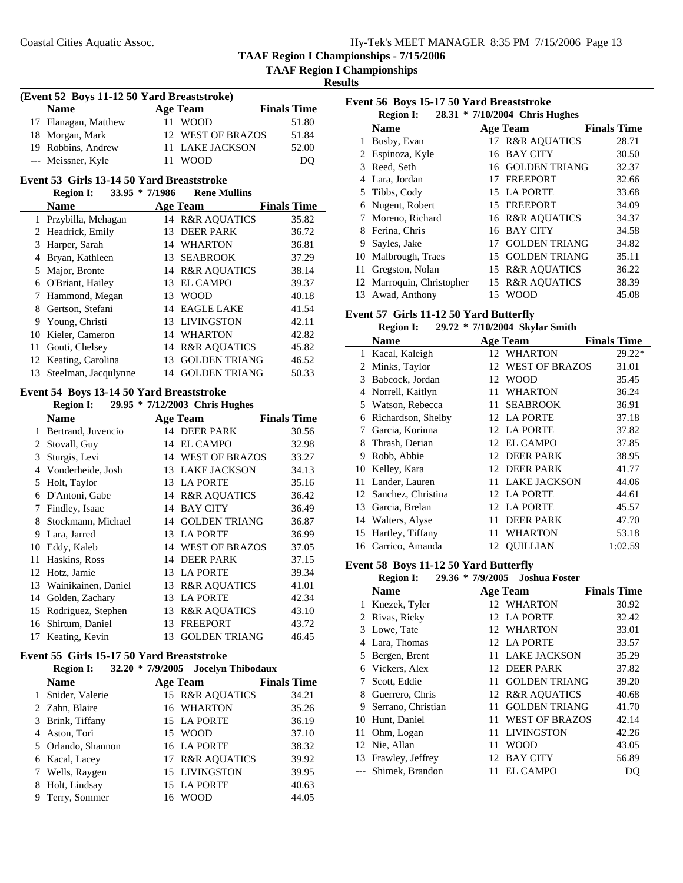## TAAF Region I Championships - 7/15/2006

### TAAF Region I Championships

#### Results

**(Event 52 Boys 11-12 50 Yard Breaststroke)**

| | Name | Age | Team | Finals Time |
|---|---|---|---|---|
| 17 | Flanagan, Matthew | 11 | WOOD | 51.80 |
| 18 | Morgan, Mark | 12 | WEST OF BRAZOS | 51.84 |
| 19 | Robbins, Andrew | 11 | LAKE JACKSON | 52.00 |
| --- | Meissner, Kyle | 11 | WOOD | DQ |

**Event 53 Girls 13-14 50 Yard Breaststroke**

Region I: 33.95 * 7/1986 Rene Mullins

| | Name | Age | Team | Finals Time |
|---|---|---|---|---|
| 1 | Przybilla, Mehagan | 14 | R&R AQUATICS | 35.82 |
| 2 | Headrick, Emily | 13 | DEER PARK | 36.72 |
| 3 | Harper, Sarah | 14 | WHARTON | 36.81 |
| 4 | Bryan, Kathleen | 13 | SEABROOK | 37.29 |
| 5 | Major, Bronte | 14 | R&R AQUATICS | 38.14 |
| 6 | O'Briant, Hailey | 13 | EL CAMPO | 39.37 |
| 7 | Hammond, Megan | 13 | WOOD | 40.18 |
| 8 | Gertson, Stefani | 14 | EAGLE LAKE | 41.54 |
| 9 | Young, Christi | 13 | LIVINGSTON | 42.11 |
| 10 | Kieler, Cameron | 14 | WHARTON | 42.82 |
| 11 | Gouti, Chelsey | 14 | R&R AQUATICS | 45.82 |
| 12 | Keating, Carolina | 13 | GOLDEN TRIANG | 46.52 |
| 13 | Steelman, Jacqulynne | 14 | GOLDEN TRIANG | 50.33 |

**Event 54 Boys 13-14 50 Yard Breaststroke**

Region I: 29.95 * 7/12/2003 Chris Hughes

| | Name | Age | Team | Finals Time |
|---|---|---|---|---|
| 1 | Bertrand, Juvencio | 14 | DEER PARK | 30.56 |
| 2 | Stovall, Guy | 14 | EL CAMPO | 32.98 |
| 3 | Sturgis, Levi | 14 | WEST OF BRAZOS | 33.27 |
| 4 | Vonderheide, Josh | 13 | LAKE JACKSON | 34.13 |
| 5 | Holt, Taylor | 13 | LA PORTE | 35.16 |
| 6 | D'Antoni, Gabe | 14 | R&R AQUATICS | 36.42 |
| 7 | Findley, Isaac | 14 | BAY CITY | 36.49 |
| 8 | Stockmann, Michael | 14 | GOLDEN TRIANG | 36.87 |
| 9 | Lara, Jarred | 13 | LA PORTE | 36.99 |
| 10 | Eddy, Kaleb | 14 | WEST OF BRAZOS | 37.05 |
| 11 | Haskins, Ross | 14 | DEER PARK | 37.15 |
| 12 | Hotz, Jamie | 13 | LA PORTE | 39.34 |
| 13 | Wainikainen, Daniel | 13 | R&R AQUATICS | 41.01 |
| 14 | Golden, Zachary | 13 | LA PORTE | 42.34 |
| 15 | Rodriguez, Stephen | 13 | R&R AQUATICS | 43.10 |
| 16 | Shirtum, Daniel | 13 | FREEPORT | 43.72 |
| 17 | Keating, Kevin | 13 | GOLDEN TRIANG | 46.45 |

**Event 55 Girls 15-17 50 Yard Breaststroke**

Region I: 32.20 * 7/9/2005 Jocelyn Thibodaux

| | Name | Age | Team | Finals Time |
|---|---|---|---|---|
| 1 | Snider, Valerie | 15 | R&R AQUATICS | 34.21 |
| 2 | Zahn, Blaire | 16 | WHARTON | 35.26 |
| 3 | Brink, Tiffany | 15 | LA PORTE | 36.19 |
| 4 | Aston, Tori | 15 | WOOD | 37.10 |
| 5 | Orlando, Shannon | 16 | LA PORTE | 38.32 |
| 6 | Kacal, Lacey | 17 | R&R AQUATICS | 39.92 |
| 7 | Wells, Raygen | 15 | LIVINGSTON | 39.95 |
| 8 | Holt, Lindsay | 15 | LA PORTE | 40.63 |
| 9 | Terry, Sommer | 16 | WOOD | 44.05 |

**Event 56 Boys 15-17 50 Yard Breaststroke**

Region I: 28.31 * 7/10/2004 Chris Hughes

| | Name | Age | Team | Finals Time |
|---|---|---|---|---|
| 1 | Busby, Evan | 17 | R&R AQUATICS | 28.71 |
| 2 | Espinoza, Kyle | 16 | BAY CITY | 30.50 |
| 3 | Reed, Seth | 16 | GOLDEN TRIANG | 32.37 |
| 4 | Lara, Jordan | 17 | FREEPORT | 32.66 |
| 5 | Tibbs, Cody | 15 | LA PORTE | 33.68 |
| 6 | Nugent, Robert | 15 | FREEPORT | 34.09 |
| 7 | Moreno, Richard | 16 | R&R AQUATICS | 34.37 |
| 8 | Ferina, Chris | 16 | BAY CITY | 34.58 |
| 9 | Sayles, Jake | 17 | GOLDEN TRIANG | 34.82 |
| 10 | Malbrough, Traes | 15 | GOLDEN TRIANG | 35.11 |
| 11 | Gregston, Nolan | 15 | R&R AQUATICS | 36.22 |
| 12 | Marroquin, Christopher | 15 | R&R AQUATICS | 38.39 |
| 13 | Awad, Anthony | 15 | WOOD | 45.08 |

**Event 57 Girls 11-12 50 Yard Butterfly**

Region I: 29.72 * 7/10/2004 Skylar Smith

| | Name | Age | Team | Finals Time |
|---|---|---|---|---|
| 1 | Kacal, Kaleigh | 12 | WHARTON | 29.22* |
| 2 | Minks, Taylor | 12 | WEST OF BRAZOS | 31.01 |
| 3 | Babcock, Jordan | 12 | WOOD | 35.45 |
| 4 | Norrell, Kaitlyn | 11 | WHARTON | 36.24 |
| 5 | Watson, Rebecca | 11 | SEABROOK | 36.91 |
| 6 | Richardson, Shelby | 12 | LA PORTE | 37.18 |
| 7 | Garcia, Korinna | 12 | LA PORTE | 37.82 |
| 8 | Thrash, Derian | 12 | EL CAMPO | 37.85 |
| 9 | Robb, Abbie | 12 | DEER PARK | 38.95 |
| 10 | Kelley, Kara | 12 | DEER PARK | 41.77 |
| 11 | Lander, Lauren | 11 | LAKE JACKSON | 44.06 |
| 12 | Sanchez, Christina | 12 | LA PORTE | 44.61 |
| 13 | Garcia, Brelan | 12 | LA PORTE | 45.57 |
| 14 | Walters, Alyse | 11 | DEER PARK | 47.70 |
| 15 | Hartley, Tiffany | 11 | WHARTON | 53.18 |
| 16 | Carrico, Amanda | 12 | QUILLIAN | 1:02.59 |

**Event 58 Boys 11-12 50 Yard Butterfly**

Region I: 29.36 * 7/9/2005 Joshua Foster

| | Name | Age | Team | Finals Time |
|---|---|---|---|---|
| 1 | Knezek, Tyler | 12 | WHARTON | 30.92 |
| 2 | Rivas, Ricky | 12 | LA PORTE | 32.42 |
| 3 | Lowe, Tate | 12 | WHARTON | 33.01 |
| 4 | Lara, Thomas | 12 | LA PORTE | 33.57 |
| 5 | Bergen, Brent | 11 | LAKE JACKSON | 35.29 |
| 6 | Vickers, Alex | 12 | DEER PARK | 37.82 |
| 7 | Scott, Eddie | 11 | GOLDEN TRIANG | 39.20 |
| 8 | Guerrero, Chris | 12 | R&R AQUATICS | 40.68 |
| 9 | Serrano, Christian | 11 | GOLDEN TRIANG | 41.70 |
| 10 | Hunt, Daniel | 11 | WEST OF BRAZOS | 42.14 |
| 11 | Ohm, Logan | 11 | LIVINGSTON | 42.26 |
| 12 | Nie, Allan | 11 | WOOD | 43.05 |
| 13 | Frawley, Jeffrey | 12 | BAY CITY | 56.89 |
| --- | Shimek, Brandon | 11 | EL CAMPO | DQ |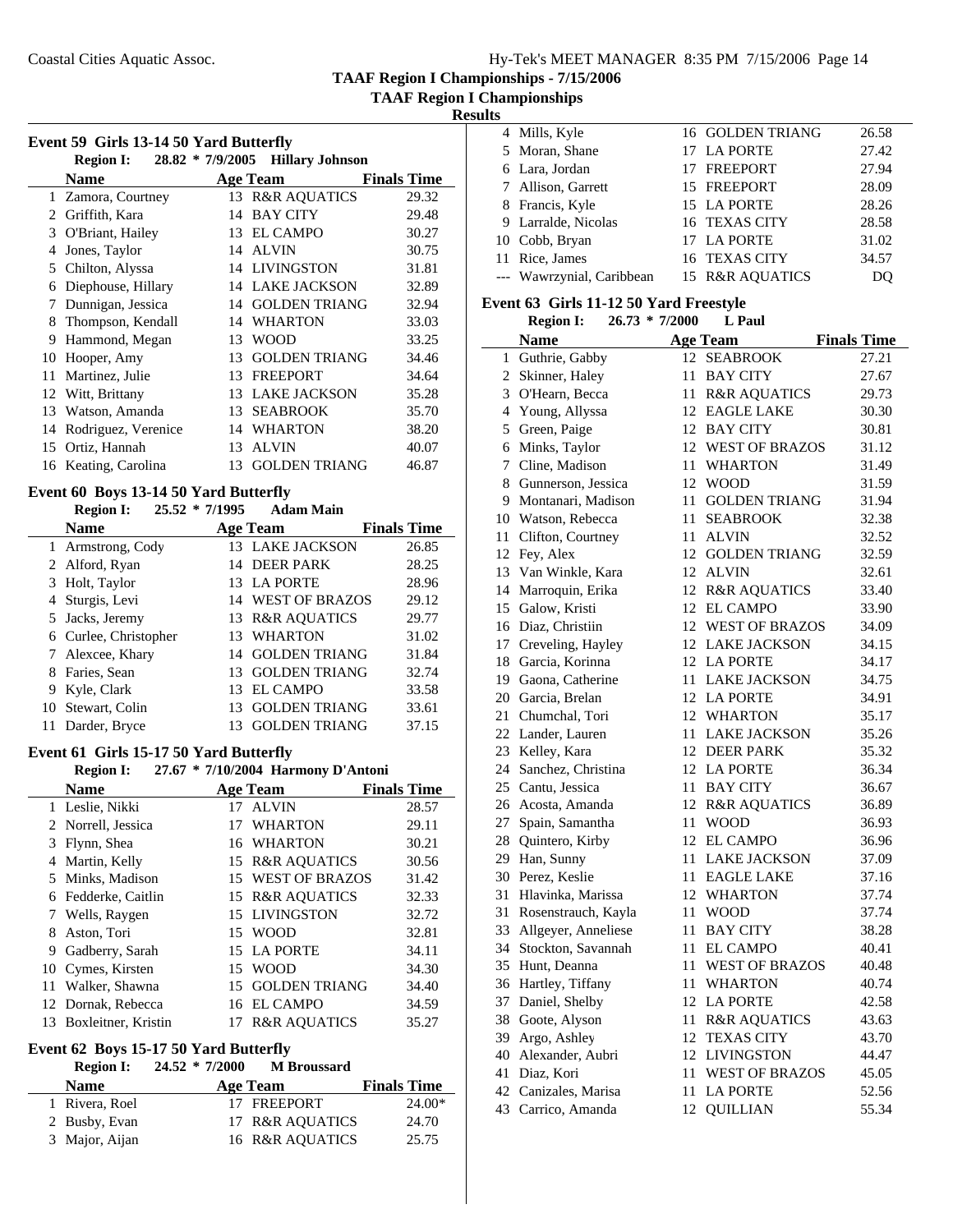Coastal Cities Aquatic Assoc.

TAAF Region I Championships - 7/15/2006

TAAF Region I Championships

Results

### Event 59 Girls 13-14 50 Yard Butterfly

Region I: 28.82 * 7/9/2005 Hillary Johnson

| | Name | Age | Team | Finals Time |
|---|---|---|---|---|
| 1 | Zamora, Courtney | 13 | R&R AQUATICS | 29.32 |
| 2 | Griffith, Kara | 14 | BAY CITY | 29.48 |
| 3 | O'Briant, Hailey | 13 | EL CAMPO | 30.27 |
| 4 | Jones, Taylor | 14 | ALVIN | 30.75 |
| 5 | Chilton, Alyssa | 14 | LIVINGSTON | 31.81 |
| 6 | Diephouse, Hillary | 14 | LAKE JACKSON | 32.89 |
| 7 | Dunnigan, Jessica | 14 | GOLDEN TRIANG | 32.94 |
| 8 | Thompson, Kendall | 14 | WHARTON | 33.03 |
| 9 | Hammond, Megan | 13 | WOOD | 33.25 |
| 10 | Hooper, Amy | 13 | GOLDEN TRIANG | 34.46 |
| 11 | Martinez, Julie | 13 | FREEPORT | 34.64 |
| 12 | Witt, Brittany | 13 | LAKE JACKSON | 35.28 |
| 13 | Watson, Amanda | 13 | SEABROOK | 35.70 |
| 14 | Rodriguez, Verenice | 14 | WHARTON | 38.20 |
| 15 | Ortiz, Hannah | 13 | ALVIN | 40.07 |
| 16 | Keating, Carolina | 13 | GOLDEN TRIANG | 46.87 |

### Event 60 Boys 13-14 50 Yard Butterfly

Region I: 25.52 * 7/1995 Adam Main

| | Name | Age | Team | Finals Time |
|---|---|---|---|---|
| 1 | Armstrong, Cody | 13 | LAKE JACKSON | 26.85 |
| 2 | Alford, Ryan | 14 | DEER PARK | 28.25 |
| 3 | Holt, Taylor | 13 | LA PORTE | 28.96 |
| 4 | Sturgis, Levi | 14 | WEST OF BRAZOS | 29.12 |
| 5 | Jacks, Jeremy | 13 | R&R AQUATICS | 29.77 |
| 6 | Curlee, Christopher | 13 | WHARTON | 31.02 |
| 7 | Alexcee, Khary | 14 | GOLDEN TRIANG | 31.84 |
| 8 | Faries, Sean | 13 | GOLDEN TRIANG | 32.74 |
| 9 | Kyle, Clark | 13 | EL CAMPO | 33.58 |
| 10 | Stewart, Colin | 13 | GOLDEN TRIANG | 33.61 |
| 11 | Darder, Bryce | 13 | GOLDEN TRIANG | 37.15 |

### Event 61 Girls 15-17 50 Yard Butterfly

Region I: 27.67 * 7/10/2004 Harmony D'Antoni

| | Name | Age | Team | Finals Time |
|---|---|---|---|---|
| 1 | Leslie, Nikki | 17 | ALVIN | 28.57 |
| 2 | Norrell, Jessica | 17 | WHARTON | 29.11 |
| 3 | Flynn, Shea | 16 | WHARTON | 30.21 |
| 4 | Martin, Kelly | 15 | R&R AQUATICS | 30.56 |
| 5 | Minks, Madison | 15 | WEST OF BRAZOS | 31.42 |
| 6 | Fedderke, Caitlin | 15 | R&R AQUATICS | 32.33 |
| 7 | Wells, Raygen | 15 | LIVINGSTON | 32.72 |
| 8 | Aston, Tori | 15 | WOOD | 32.81 |
| 9 | Gadberry, Sarah | 15 | LA PORTE | 34.11 |
| 10 | Cymes, Kirsten | 15 | WOOD | 34.30 |
| 11 | Walker, Shawna | 15 | GOLDEN TRIANG | 34.40 |
| 12 | Dornak, Rebecca | 16 | EL CAMPO | 34.59 |
| 13 | Boxleitner, Kristin | 17 | R&R AQUATICS | 35.27 |

### Event 62 Boys 15-17 50 Yard Butterfly

Region I: 24.52 * 7/2000 M Broussard

| | Name | Age | Team | Finals Time |
|---|---|---|---|---|
| 1 | Rivera, Roel | 17 | FREEPORT | 24.00* |
| 2 | Busby, Evan | 17 | R&R AQUATICS | 24.70 |
| 3 | Major, Aijan | 16 | R&R AQUATICS | 25.75 |
| 4 | Mills, Kyle | 16 | GOLDEN TRIANG | 26.58 |
| 5 | Moran, Shane | 17 | LA PORTE | 27.42 |
| 6 | Lara, Jordan | 17 | FREEPORT | 27.94 |
| 7 | Allison, Garrett | 15 | FREEPORT | 28.09 |
| 8 | Francis, Kyle | 15 | LA PORTE | 28.26 |
| 9 | Larralde, Nicolas | 16 | TEXAS CITY | 28.58 |
| 10 | Cobb, Bryan | 17 | LA PORTE | 31.02 |
| 11 | Rice, James | 16 | TEXAS CITY | 34.57 |
| --- | Wawrzynial, Caribbean | 15 | R&R AQUATICS | DQ |

### Event 63 Girls 11-12 50 Yard Freestyle

Region I: 26.73 * 7/2000 L Paul

| | Name | Age | Team | Finals Time |
|---|---|---|---|---|
| 1 | Guthrie, Gabby | 12 | SEABROOK | 27.21 |
| 2 | Skinner, Haley | 11 | BAY CITY | 27.67 |
| 3 | O'Hearn, Becca | 11 | R&R AQUATICS | 29.73 |
| 4 | Young, Allyssa | 12 | EAGLE LAKE | 30.30 |
| 5 | Green, Paige | 12 | BAY CITY | 30.81 |
| 6 | Minks, Taylor | 12 | WEST OF BRAZOS | 31.12 |
| 7 | Cline, Madison | 11 | WHARTON | 31.49 |
| 8 | Gunnerson, Jessica | 12 | WOOD | 31.59 |
| 9 | Montanari, Madison | 11 | GOLDEN TRIANG | 31.94 |
| 10 | Watson, Rebecca | 11 | SEABROOK | 32.38 |
| 11 | Clifton, Courtney | 11 | ALVIN | 32.52 |
| 12 | Fey, Alex | 12 | GOLDEN TRIANG | 32.59 |
| 13 | Van Winkle, Kara | 12 | ALVIN | 32.61 |
| 14 | Marroquin, Erika | 12 | R&R AQUATICS | 33.40 |
| 15 | Galow, Kristi | 12 | EL CAMPO | 33.90 |
| 16 | Diaz, Christiin | 12 | WEST OF BRAZOS | 34.09 |
| 17 | Creveling, Hayley | 12 | LAKE JACKSON | 34.15 |
| 18 | Garcia, Korinna | 12 | LA PORTE | 34.17 |
| 19 | Gaona, Catherine | 11 | LAKE JACKSON | 34.75 |
| 20 | Garcia, Brelan | 12 | LA PORTE | 34.91 |
| 21 | Chumchal, Tori | 12 | WHARTON | 35.17 |
| 22 | Lander, Lauren | 11 | LAKE JACKSON | 35.26 |
| 23 | Kelley, Kara | 12 | DEER PARK | 35.32 |
| 24 | Sanchez, Christina | 12 | LA PORTE | 36.34 |
| 25 | Cantu, Jessica | 11 | BAY CITY | 36.67 |
| 26 | Acosta, Amanda | 12 | R&R AQUATICS | 36.89 |
| 27 | Spain, Samantha | 11 | WOOD | 36.93 |
| 28 | Quintero, Kirby | 12 | EL CAMPO | 36.96 |
| 29 | Han, Sunny | 11 | LAKE JACKSON | 37.09 |
| 30 | Perez, Keslie | 11 | EAGLE LAKE | 37.16 |
| 31 | Hlavinka, Marissa | 12 | WHARTON | 37.74 |
| 31 | Rosenstrauch, Kayla | 11 | WOOD | 37.74 |
| 33 | Allgeyer, Anneliese | 11 | BAY CITY | 38.28 |
| 34 | Stockton, Savannah | 11 | EL CAMPO | 40.41 |
| 35 | Hunt, Deanna | 11 | WEST OF BRAZOS | 40.48 |
| 36 | Hartley, Tiffany | 11 | WHARTON | 40.74 |
| 37 | Daniel, Shelby | 12 | LA PORTE | 42.58 |
| 38 | Goote, Alyson | 11 | R&R AQUATICS | 43.63 |
| 39 | Argo, Ashley | 12 | TEXAS CITY | 43.70 |
| 40 | Alexander, Aubri | 12 | LIVINGSTON | 44.47 |
| 41 | Diaz, Kori | 11 | WEST OF BRAZOS | 45.05 |
| 42 | Canizales, Marisa | 11 | LA PORTE | 52.56 |
| 43 | Carrico, Amanda | 12 | QUILLIAN | 55.34 |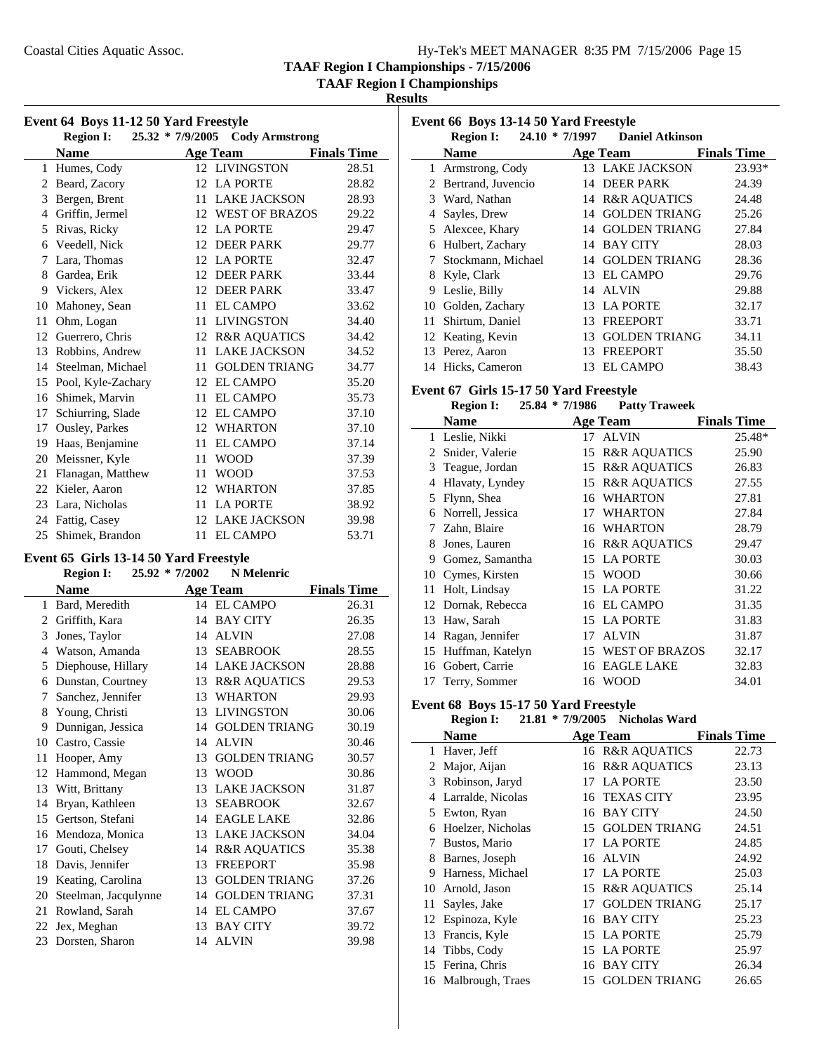## TAAF Region I Championships - 7/15/2006

### TAAF Region I Championships

### Results

#### Event 64 Boys 11-12 50 Yard Freestyle

**Region I:** 25.32 * 7/9/2005 Cody Armstrong

| | Name | Age | Team | Finals Time |
|---|---|---|---|---|
| 1 | Humes, Cody | 12 | LIVINGSTON | 28.51 |
| 2 | Beard, Zacory | 12 | LA PORTE | 28.82 |
| 3 | Bergen, Brent | 11 | LAKE JACKSON | 28.93 |
| 4 | Griffin, Jermel | 12 | WEST OF BRAZOS | 29.22 |
| 5 | Rivas, Ricky | 12 | LA PORTE | 29.47 |
| 6 | Veedell, Nick | 12 | DEER PARK | 29.77 |
| 7 | Lara, Thomas | 12 | LA PORTE | 32.47 |
| 8 | Gardea, Erik | 12 | DEER PARK | 33.44 |
| 9 | Vickers, Alex | 12 | DEER PARK | 33.47 |
| 10 | Mahoney, Sean | 11 | EL CAMPO | 33.62 |
| 11 | Ohm, Logan | 11 | LIVINGSTON | 34.40 |
| 12 | Guerrero, Chris | 12 | R&R AQUATICS | 34.42 |
| 13 | Robbins, Andrew | 11 | LAKE JACKSON | 34.52 |
| 14 | Steelman, Michael | 11 | GOLDEN TRIANG | 34.77 |
| 15 | Pool, Kyle-Zachary | 12 | EL CAMPO | 35.20 |
| 16 | Shimek, Marvin | 11 | EL CAMPO | 35.73 |
| 17 | Schiurring, Slade | 12 | EL CAMPO | 37.10 |
| 17 | Ousley, Parkes | 12 | WHARTON | 37.10 |
| 19 | Haas, Benjamine | 11 | EL CAMPO | 37.14 |
| 20 | Meissner, Kyle | 11 | WOOD | 37.39 |
| 21 | Flanagan, Matthew | 11 | WOOD | 37.53 |
| 22 | Kieler, Aaron | 12 | WHARTON | 37.85 |
| 23 | Lara, Nicholas | 11 | LA PORTE | 38.92 |
| 24 | Fattig, Casey | 12 | LAKE JACKSON | 39.98 |
| 25 | Shimek, Brandon | 11 | EL CAMPO | 53.71 |

#### Event 65 Girls 13-14 50 Yard Freestyle

**Region I:** 25.92 * 7/2002 N Melenric

| | Name | Age | Team | Finals Time |
|---|---|---|---|---|
| 1 | Bard, Meredith | 14 | EL CAMPO | 26.31 |
| 2 | Griffith, Kara | 14 | BAY CITY | 26.35 |
| 3 | Jones, Taylor | 14 | ALVIN | 27.08 |
| 4 | Watson, Amanda | 13 | SEABROOK | 28.55 |
| 5 | Diephouse, Hillary | 14 | LAKE JACKSON | 28.88 |
| 6 | Dunstan, Courtney | 13 | R&R AQUATICS | 29.53 |
| 7 | Sanchez, Jennifer | 13 | WHARTON | 29.93 |
| 8 | Young, Christi | 13 | LIVINGSTON | 30.06 |
| 9 | Dunnigan, Jessica | 14 | GOLDEN TRIANG | 30.19 |
| 10 | Castro, Cassie | 14 | ALVIN | 30.46 |
| 11 | Hooper, Amy | 13 | GOLDEN TRIANG | 30.57 |
| 12 | Hammond, Megan | 13 | WOOD | 30.86 |
| 13 | Witt, Brittany | 13 | LAKE JACKSON | 31.87 |
| 14 | Bryan, Kathleen | 13 | SEABROOK | 32.67 |
| 15 | Gertson, Stefani | 14 | EAGLE LAKE | 32.86 |
| 16 | Mendoza, Monica | 13 | LAKE JACKSON | 34.04 |
| 17 | Gouti, Chelsey | 14 | R&R AQUATICS | 35.38 |
| 18 | Davis, Jennifer | 13 | FREEPORT | 35.98 |
| 19 | Keating, Carolina | 13 | GOLDEN TRIANG | 37.26 |
| 20 | Steelman, Jacqulynne | 14 | GOLDEN TRIANG | 37.31 |
| 21 | Rowland, Sarah | 14 | EL CAMPO | 37.67 |
| 22 | Jex, Meghan | 13 | BAY CITY | 39.72 |
| 23 | Dorsten, Sharon | 14 | ALVIN | 39.98 |

#### Event 66 Boys 13-14 50 Yard Freestyle

**Region I:** 24.10 * 7/1997 Daniel Atkinson

| | Name | Age | Team | Finals Time |
|---|---|---|---|---|
| 1 | Armstrong, Cody | 13 | LAKE JACKSON | 23.93* |
| 2 | Bertrand, Juvencio | 14 | DEER PARK | 24.39 |
| 3 | Ward, Nathan | 14 | R&R AQUATICS | 24.48 |
| 4 | Sayles, Drew | 14 | GOLDEN TRIANG | 25.26 |
| 5 | Alexcee, Khary | 14 | GOLDEN TRIANG | 27.84 |
| 6 | Hulbert, Zachary | 14 | BAY CITY | 28.03 |
| 7 | Stockmann, Michael | 14 | GOLDEN TRIANG | 28.36 |
| 8 | Kyle, Clark | 13 | EL CAMPO | 29.76 |
| 9 | Leslie, Billy | 14 | ALVIN | 29.88 |
| 10 | Golden, Zachary | 13 | LA PORTE | 32.17 |
| 11 | Shirtum, Daniel | 13 | FREEPORT | 33.71 |
| 12 | Keating, Kevin | 13 | GOLDEN TRIANG | 34.11 |
| 13 | Perez, Aaron | 13 | FREEPORT | 35.50 |
| 14 | Hicks, Cameron | 13 | EL CAMPO | 38.43 |

#### Event 67 Girls 15-17 50 Yard Freestyle

**Region I:** 25.84 * 7/1986 Patty Traweek

| | Name | Age | Team | Finals Time |
|---|---|---|---|---|
| 1 | Leslie, Nikki | 17 | ALVIN | 25.48* |
| 2 | Snider, Valerie | 15 | R&R AQUATICS | 25.90 |
| 3 | Teague, Jordan | 15 | R&R AQUATICS | 26.83 |
| 4 | Hlavaty, Lyndey | 15 | R&R AQUATICS | 27.55 |
| 5 | Flynn, Shea | 16 | WHARTON | 27.81 |
| 6 | Norrell, Jessica | 17 | WHARTON | 27.84 |
| 7 | Zahn, Blaire | 16 | WHARTON | 28.79 |
| 8 | Jones, Lauren | 16 | R&R AQUATICS | 29.47 |
| 9 | Gomez, Samantha | 15 | LA PORTE | 30.03 |
| 10 | Cymes, Kirsten | 15 | WOOD | 30.66 |
| 11 | Holt, Lindsay | 15 | LA PORTE | 31.22 |
| 12 | Dornak, Rebecca | 16 | EL CAMPO | 31.35 |
| 13 | Haw, Sarah | 15 | LA PORTE | 31.83 |
| 14 | Ragan, Jennifer | 17 | ALVIN | 31.87 |
| 15 | Huffman, Katelyn | 15 | WEST OF BRAZOS | 32.17 |
| 16 | Gobert, Carrie | 16 | EAGLE LAKE | 32.83 |
| 17 | Terry, Sommer | 16 | WOOD | 34.01 |

#### Event 68 Boys 15-17 50 Yard Freestyle

**Region I:** 21.81 * 7/9/2005 Nicholas Ward

| | Name | Age | Team | Finals Time |
|---|---|---|---|---|
| 1 | Haver, Jeff | 16 | R&R AQUATICS | 22.73 |
| 2 | Major, Aijan | 16 | R&R AQUATICS | 23.13 |
| 3 | Robinson, Jaryd | 17 | LA PORTE | 23.50 |
| 4 | Larralde, Nicolas | 16 | TEXAS CITY | 23.95 |
| 5 | Ewton, Ryan | 16 | BAY CITY | 24.50 |
| 6 | Hoelzer, Nicholas | 15 | GOLDEN TRIANG | 24.51 |
| 7 | Bustos, Mario | 17 | LA PORTE | 24.85 |
| 8 | Barnes, Joseph | 16 | ALVIN | 24.92 |
| 9 | Harness, Michael | 17 | LA PORTE | 25.03 |
| 10 | Arnold, Jason | 15 | R&R AQUATICS | 25.14 |
| 11 | Sayles, Jake | 17 | GOLDEN TRIANG | 25.17 |
| 12 | Espinoza, Kyle | 16 | BAY CITY | 25.23 |
| 13 | Francis, Kyle | 15 | LA PORTE | 25.79 |
| 14 | Tibbs, Cody | 15 | LA PORTE | 25.97 |
| 15 | Ferina, Chris | 16 | BAY CITY | 26.34 |
| 16 | Malbrough, Traes | 15 | GOLDEN TRIANG | 26.65 |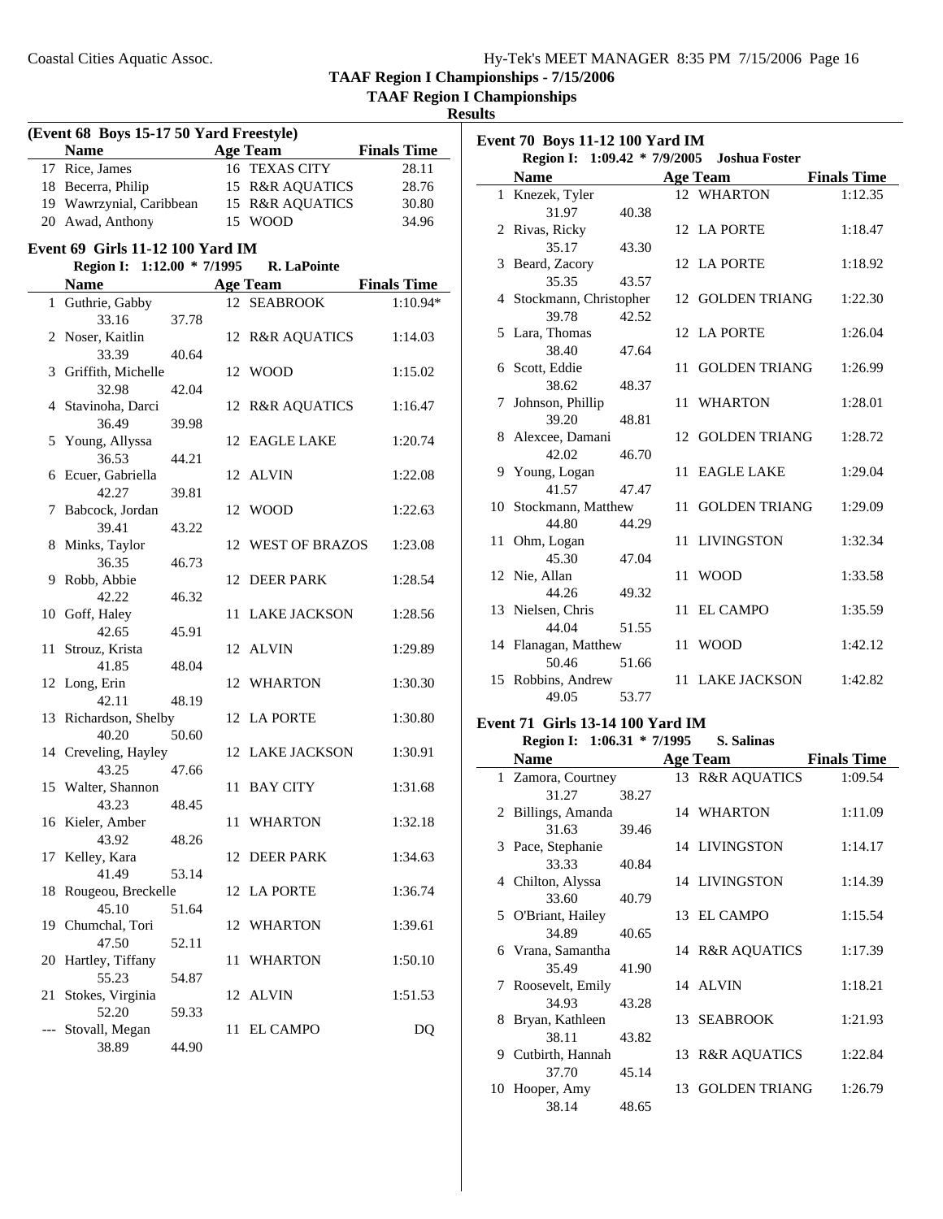## TAAF Region I Championships - 7/15/2006

## TAAF Region I Championships

### Results

**(Event 68 Boys 15-17 50 Yard Freestyle)**

| | Name | Age | Team | Finals Time |
|---|---|---|---|---|
| 17 | Rice, James | 16 | TEXAS CITY | 28.11 |
| 18 | Becerra, Philip | 15 | R&R AQUATICS | 28.76 |
| 19 | Wawrzynial, Caribbean | 15 | R&R AQUATICS | 30.80 |
| 20 | Awad, Anthony | 15 | WOOD | 34.96 |

**Event 69 Girls 11-12 100 Yard IM**

**Region I: 1:12.00 * 7/1995 R. LaPointe**

| | Name | Age | Team | Finals Time |
|---|---|---|---|---|
| 1 | Guthrie, Gabby | 12 | SEABROOK | 1:10.94* |
| | 33.16 37.78 | | | |
| 2 | Noser, Kaitlin | 12 | R&R AQUATICS | 1:14.03 |
| | 33.39 40.64 | | | |
| 3 | Griffith, Michelle | 12 | WOOD | 1:15.02 |
| | 32.98 42.04 | | | |
| 4 | Stavinoha, Darci | 12 | R&R AQUATICS | 1:16.47 |
| | 36.49 39.98 | | | |
| 5 | Young, Allyssa | 12 | EAGLE LAKE | 1:20.74 |
| | 36.53 44.21 | | | |
| 6 | Ecuer, Gabriella | 12 | ALVIN | 1:22.08 |
| | 42.27 39.81 | | | |
| 7 | Babcock, Jordan | 12 | WOOD | 1:22.63 |
| | 39.41 43.22 | | | |
| 8 | Minks, Taylor | 12 | WEST OF BRAZOS | 1:23.08 |
| | 36.35 46.73 | | | |
| 9 | Robb, Abbie | 12 | DEER PARK | 1:28.54 |
| | 42.22 46.32 | | | |
| 10 | Goff, Haley | 11 | LAKE JACKSON | 1:28.56 |
| | 42.65 45.91 | | | |
| 11 | Strouz, Krista | 12 | ALVIN | 1:29.89 |
| | 41.85 48.04 | | | |
| 12 | Long, Erin | 12 | WHARTON | 1:30.30 |
| | 42.11 48.19 | | | |
| 13 | Richardson, Shelby | 12 | LA PORTE | 1:30.80 |
| | 40.20 50.60 | | | |
| 14 | Creveling, Hayley | 12 | LAKE JACKSON | 1:30.91 |
| | 43.25 47.66 | | | |
| 15 | Walter, Shannon | 11 | BAY CITY | 1:31.68 |
| | 43.23 48.45 | | | |
| 16 | Kieler, Amber | 11 | WHARTON | 1:32.18 |
| | 43.92 48.26 | | | |
| 17 | Kelley, Kara | 12 | DEER PARK | 1:34.63 |
| | 41.49 53.14 | | | |
| 18 | Rougeou, Breckelle | 12 | LA PORTE | 1:36.74 |
| | 45.10 51.64 | | | |
| 19 | Chumchal, Tori | 12 | WHARTON | 1:39.61 |
| | 47.50 52.11 | | | |
| 20 | Hartley, Tiffany | 11 | WHARTON | 1:50.10 |
| | 55.23 54.87 | | | |
| 21 | Stokes, Virginia | 12 | ALVIN | 1:51.53 |
| | 52.20 59.33 | | | |
| --- | Stovall, Megan | 11 | EL CAMPO | DQ |
| | 38.89 44.90 | | | |

**Event 70 Boys 11-12 100 Yard IM**

**Region I: 1:09.42 * 7/9/2005 Joshua Foster**

| | Name | Age | Team | Finals Time |
|---|---|---|---|---|
| 1 | Knezek, Tyler | 12 | WHARTON | 1:12.35 |
| | 31.97 40.38 | | | |
| 2 | Rivas, Ricky | 12 | LA PORTE | 1:18.47 |
| | 35.17 43.30 | | | |
| 3 | Beard, Zacory | 12 | LA PORTE | 1:18.92 |
| | 35.35 43.57 | | | |
| 4 | Stockmann, Christopher | 12 | GOLDEN TRIANG | 1:22.30 |
| | 39.78 42.52 | | | |
| 5 | Lara, Thomas | 12 | LA PORTE | 1:26.04 |
| | 38.40 47.64 | | | |
| 6 | Scott, Eddie | 11 | GOLDEN TRIANG | 1:26.99 |
| | 38.62 48.37 | | | |
| 7 | Johnson, Phillip | 11 | WHARTON | 1:28.01 |
| | 39.20 48.81 | | | |
| 8 | Alexcee, Damani | 12 | GOLDEN TRIANG | 1:28.72 |
| | 42.02 46.70 | | | |
| 9 | Young, Logan | 11 | EAGLE LAKE | 1:29.04 |
| | 41.57 47.47 | | | |
| 10 | Stockmann, Matthew | 11 | GOLDEN TRIANG | 1:29.09 |
| | 44.80 44.29 | | | |
| 11 | Ohm, Logan | 11 | LIVINGSTON | 1:32.34 |
| | 45.30 47.04 | | | |
| 12 | Nie, Allan | 11 | WOOD | 1:33.58 |
| | 44.26 49.32 | | | |
| 13 | Nielsen, Chris | 11 | EL CAMPO | 1:35.59 |
| | 44.04 51.55 | | | |
| 14 | Flanagan, Matthew | 11 | WOOD | 1:42.12 |
| | 50.46 51.66 | | | |
| 15 | Robbins, Andrew | 11 | LAKE JACKSON | 1:42.82 |
| | 49.05 53.77 | | | |

**Event 71 Girls 13-14 100 Yard IM**

**Region I: 1:06.31 * 7/1995 S. Salinas**

| | Name | Age | Team | Finals Time |
|---|---|---|---|---|
| 1 | Zamora, Courtney | 13 | R&R AQUATICS | 1:09.54 |
| | 31.27 38.27 | | | |
| 2 | Billings, Amanda | 14 | WHARTON | 1:11.09 |
| | 31.63 39.46 | | | |
| 3 | Pace, Stephanie | 14 | LIVINGSTON | 1:14.17 |
| | 33.33 40.84 | | | |
| 4 | Chilton, Alyssa | 14 | LIVINGSTON | 1:14.39 |
| | 33.60 40.79 | | | |
| 5 | O'Briant, Hailey | 13 | EL CAMPO | 1:15.54 |
| | 34.89 40.65 | | | |
| 6 | Vrana, Samantha | 14 | R&R AQUATICS | 1:17.39 |
| | 35.49 41.90 | | | |
| 7 | Roosevelt, Emily | 14 | ALVIN | 1:18.21 |
| | 34.93 43.28 | | | |
| 8 | Bryan, Kathleen | 13 | SEABROOK | 1:21.93 |
| | 38.11 43.82 | | | |
| 9 | Cutbirth, Hannah | 13 | R&R AQUATICS | 1:22.84 |
| | 37.70 45.14 | | | |
| 10 | Hooper, Amy | 13 | GOLDEN TRIANG | 1:26.79 |
| | 38.14 48.65 | | | |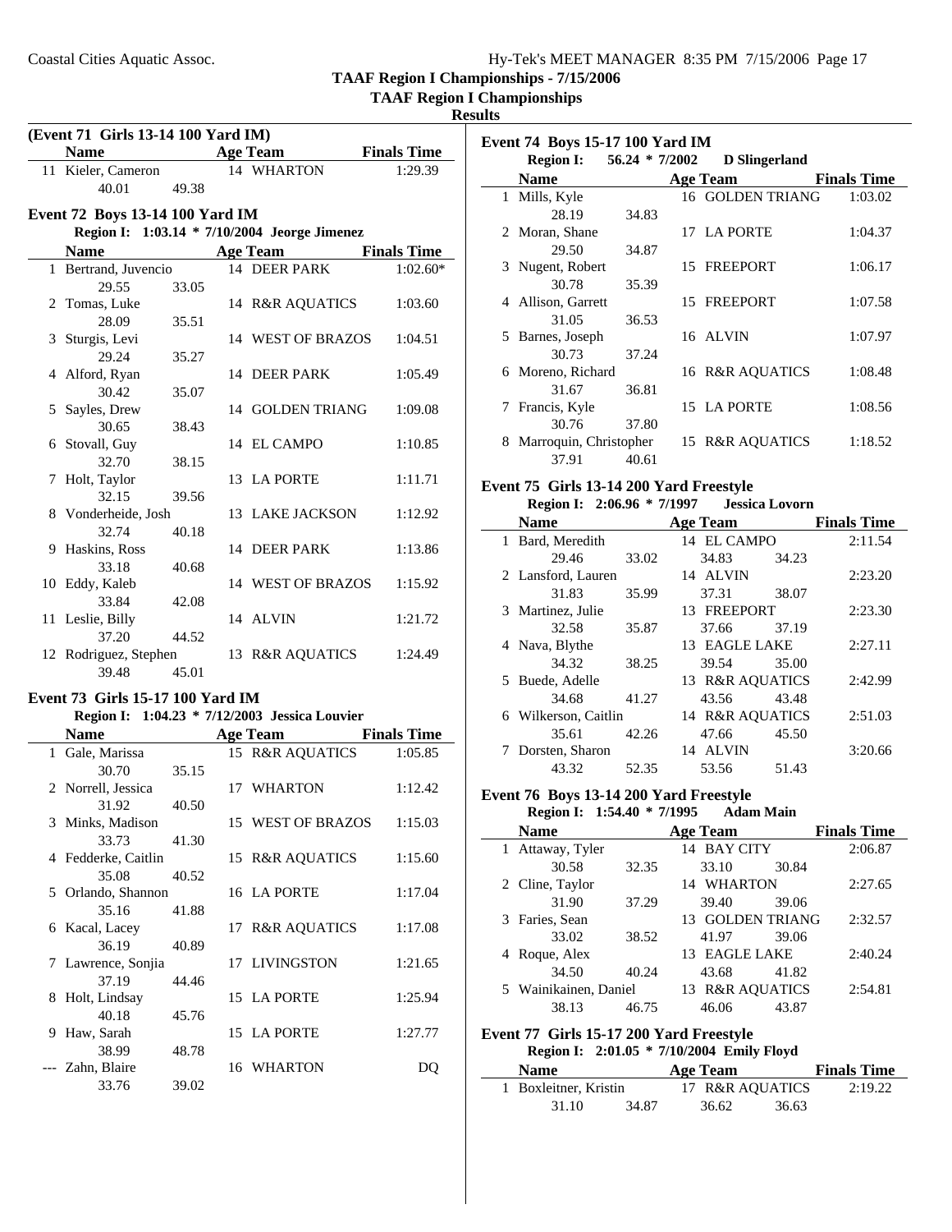**TAAF Region I Championships - 7/15/2006**

**TAAF Region I Championships**

**Results**

### (Event 71 Girls 13-14 100 Yard IM)

| | Name | Age | Team | Finals Time |
|---|---|---|---|---|
| 11 | Kieler, Cameron | 14 | WHARTON | 1:29.39 |
| | 40.01 49.38 | | | |

### Event 72 Boys 13-14 100 Yard IM

**Region I: 1:03.14 * 7/10/2004 Jeorge Jimenez**

| | Name | Age | Team | Finals Time |
|---|---|---|---|---|
| 1 | Bertrand, Juvencio | 14 | DEER PARK | 1:02.60* |
| | 29.55 33.05 | | | |
| 2 | Tomas, Luke | 14 | R&R AQUATICS | 1:03.60 |
| | 28.09 35.51 | | | |
| 3 | Sturgis, Levi | 14 | WEST OF BRAZOS | 1:04.51 |
| | 29.24 35.27 | | | |
| 4 | Alford, Ryan | 14 | DEER PARK | 1:05.49 |
| | 30.42 35.07 | | | |
| 5 | Sayles, Drew | 14 | GOLDEN TRIANG | 1:09.08 |
| | 30.65 38.43 | | | |
| 6 | Stovall, Guy | 14 | EL CAMPO | 1:10.85 |
| | 32.70 38.15 | | | |
| 7 | Holt, Taylor | 13 | LA PORTE | 1:11.71 |
| | 32.15 39.56 | | | |
| 8 | Vonderheide, Josh | 13 | LAKE JACKSON | 1:12.92 |
| | 32.74 40.18 | | | |
| 9 | Haskins, Ross | 14 | DEER PARK | 1:13.86 |
| | 33.18 40.68 | | | |
| 10 | Eddy, Kaleb | 14 | WEST OF BRAZOS | 1:15.92 |
| | 33.84 42.08 | | | |
| 11 | Leslie, Billy | 14 | ALVIN | 1:21.72 |
| | 37.20 44.52 | | | |
| 12 | Rodriguez, Stephen | 13 | R&R AQUATICS | 1:24.49 |
| | 39.48 45.01 | | | |

### Event 73 Girls 15-17 100 Yard IM

**Region I: 1:04.23 * 7/12/2003 Jessica Louvier**

| | Name | Age | Team | Finals Time |
|---|---|---|---|---|
| 1 | Gale, Marissa | 15 | R&R AQUATICS | 1:05.85 |
| | 30.70 35.15 | | | |
| 2 | Norrell, Jessica | 17 | WHARTON | 1:12.42 |
| | 31.92 40.50 | | | |
| 3 | Minks, Madison | 15 | WEST OF BRAZOS | 1:15.03 |
| | 33.73 41.30 | | | |
| 4 | Fedderke, Caitlin | 15 | R&R AQUATICS | 1:15.60 |
| | 35.08 40.52 | | | |
| 5 | Orlando, Shannon | 16 | LA PORTE | 1:17.04 |
| | 35.16 41.88 | | | |
| 6 | Kacal, Lacey | 17 | R&R AQUATICS | 1:17.08 |
| | 36.19 40.89 | | | |
| 7 | Lawrence, Sonjia | 17 | LIVINGSTON | 1:21.65 |
| | 37.19 44.46 | | | |
| 8 | Holt, Lindsay | 15 | LA PORTE | 1:25.94 |
| | 40.18 45.76 | | | |
| 9 | Haw, Sarah | 15 | LA PORTE | 1:27.77 |
| | 38.99 48.78 | | | |
| --- | Zahn, Blaire | 16 | WHARTON | DQ |
| | 33.76 39.02 | | | |

### Event 74 Boys 15-17 100 Yard IM

**Region I: 56.24 * 7/2002 D Slingerland**

| | Name | Age | Team | Finals Time |
|---|---|---|---|---|
| 1 | Mills, Kyle | 16 | GOLDEN TRIANG | 1:03.02 |
| | 28.19 34.83 | | | |
| 2 | Moran, Shane | 17 | LA PORTE | 1:04.37 |
| | 29.50 34.87 | | | |
| 3 | Nugent, Robert | 15 | FREEPORT | 1:06.17 |
| | 30.78 35.39 | | | |
| 4 | Allison, Garrett | 15 | FREEPORT | 1:07.58 |
| | 31.05 36.53 | | | |
| 5 | Barnes, Joseph | 16 | ALVIN | 1:07.97 |
| | 30.73 37.24 | | | |
| 6 | Moreno, Richard | 16 | R&R AQUATICS | 1:08.48 |
| | 31.67 36.81 | | | |
| 7 | Francis, Kyle | 15 | LA PORTE | 1:08.56 |
| | 30.76 37.80 | | | |
| 8 | Marroquin, Christopher | 15 | R&R AQUATICS | 1:18.52 |
| | 37.91 40.61 | | | |

### Event 75 Girls 13-14 200 Yard Freestyle

**Region I: 2:06.96 * 7/1997 Jessica Lovorn**

| | Name | Age | Team | Finals Time |
|---|---|---|---|---|
| 1 | Bard, Meredith | 14 | EL CAMPO | 2:11.54 |
| | 29.46 33.02 34.83 34.23 | | | |
| 2 | Lansford, Lauren | 14 | ALVIN | 2:23.20 |
| | 31.83 35.99 37.31 38.07 | | | |
| 3 | Martinez, Julie | 13 | FREEPORT | 2:23.30 |
| | 32.58 35.87 37.66 37.19 | | | |
| 4 | Nava, Blythe | 13 | EAGLE LAKE | 2:27.11 |
| | 34.32 38.25 39.54 35.00 | | | |
| 5 | Buede, Adelle | 13 | R&R AQUATICS | 2:42.99 |
| | 34.68 41.27 43.56 43.48 | | | |
| 6 | Wilkerson, Caitlin | 14 | R&R AQUATICS | 2:51.03 |
| | 35.61 42.26 47.66 45.50 | | | |
| 7 | Dorsten, Sharon | 14 | ALVIN | 3:20.66 |
| | 43.32 52.35 53.56 51.43 | | | |

### Event 76 Boys 13-14 200 Yard Freestyle

**Region I: 1:54.40 * 7/1995 Adam Main**

| | Name | Age | Team | Finals Time |
|---|---|---|---|---|
| 1 | Attaway, Tyler | 14 | BAY CITY | 2:06.87 |
| | 30.58 32.35 33.10 30.84 | | | |
| 2 | Cline, Taylor | 14 | WHARTON | 2:27.65 |
| | 31.90 37.29 39.40 39.06 | | | |
| 3 | Faries, Sean | 13 | GOLDEN TRIANG | 2:32.57 |
| | 33.02 38.52 41.97 39.06 | | | |
| 4 | Roque, Alex | 13 | EAGLE LAKE | 2:40.24 |
| | 34.50 40.24 43.68 41.82 | | | |
| 5 | Wainikainen, Daniel | 13 | R&R AQUATICS | 2:54.81 |
| | 38.13 46.75 46.06 43.87 | | | |

### Event 77 Girls 15-17 200 Yard Freestyle

**Region I: 2:01.05 * 7/10/2004 Emily Floyd**

| | Name | Age | Team | Finals Time |
|---|---|---|---|---|
| 1 | Boxleitner, Kristin | 17 | R&R AQUATICS | 2:19.22 |
| | 31.10 34.87 36.62 36.63 | | | |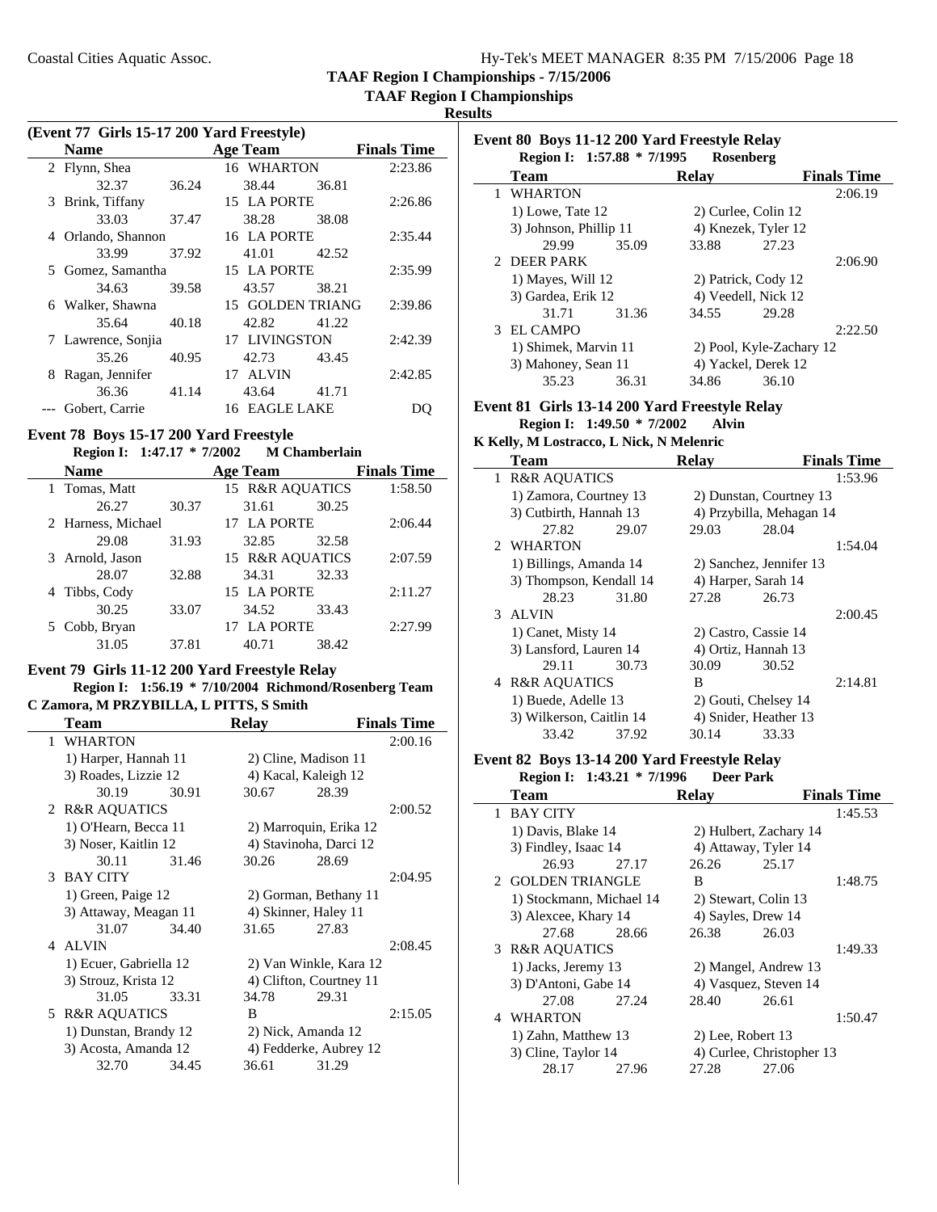## (Event 77 Girls 15-17 200 Yard Freestyle)

| | Name | Age | Team | Finals Time |
|---|---|---|---|---|
| 2 | Flynn, Shea | 16 | WHARTON | 2:23.86 |
| | 32.37 36.24 38.44 36.81 | | | |
| 3 | Brink, Tiffany | 15 | LA PORTE | 2:26.86 |
| | 33.03 37.47 38.28 38.08 | | | |
| 4 | Orlando, Shannon | 16 | LA PORTE | 2:35.44 |
| | 33.99 37.92 41.01 42.52 | | | |
| 5 | Gomez, Samantha | 15 | LA PORTE | 2:35.99 |
| | 34.63 39.58 43.57 38.21 | | | |
| 6 | Walker, Shawna | 15 | GOLDEN TRIANG | 2:39.86 |
| | 35.64 40.18 42.82 41.22 | | | |
| 7 | Lawrence, Sonjia | 17 | LIVINGSTON | 2:42.39 |
| | 35.26 40.95 42.73 43.45 | | | |
| 8 | Ragan, Jennifer | 17 | ALVIN | 2:42.85 |
| | 36.36 41.14 43.64 41.71 | | | |
| --- | Gobert, Carrie | 16 | EAGLE LAKE | DQ |

## Event 78 Boys 15-17 200 Yard Freestyle

**Region I: 1:47.17 * 7/2002 M Chamberlain**

| | Name | Age | Team | Finals Time |
|---|---|---|---|---|
| 1 | Tomas, Matt | 15 | R&R AQUATICS | 1:58.50 |
| | 26.27 30.37 31.61 30.25 | | | |
| 2 | Harness, Michael | 17 | LA PORTE | 2:06.44 |
| | 29.08 31.93 32.85 32.58 | | | |
| 3 | Arnold, Jason | 15 | R&R AQUATICS | 2:07.59 |
| | 28.07 32.88 34.31 32.33 | | | |
| 4 | Tibbs, Cody | 15 | LA PORTE | 2:11.27 |
| | 30.25 33.07 34.52 33.43 | | | |
| 5 | Cobb, Bryan | 17 | LA PORTE | 2:27.99 |
| | 31.05 37.81 40.71 38.42 | | | |

## Event 79 Girls 11-12 200 Yard Freestyle Relay

**Region I: 1:56.19 * 7/10/2004 Richmond/Rosenberg Team**
**C Zamora, M PRZYBILLA, L PITTS, S Smith**

| | Team | Relay | Finals Time |
|---|---|---|---|
| 1 | WHARTON | | 2:00.16 |
| | 1) Harper, Hannah 11 | 2) Cline, Madison 11 | |
| | 3) Roades, Lizzie 12 | 4) Kacal, Kaleigh 12 | |
| | 30.19 30.91 | 30.67 28.39 | |
| 2 | R&R AQUATICS | | 2:00.52 |
| | 1) O'Hearn, Becca 11 | 2) Marroquin, Erika 12 | |
| | 3) Noser, Kaitlin 12 | 4) Stavinoha, Darci 12 | |
| | 30.11 31.46 | 30.26 28.69 | |
| 3 | BAY CITY | | 2:04.95 |
| | 1) Green, Paige 12 | 2) Gorman, Bethany 11 | |
| | 3) Attaway, Meagan 11 | 4) Skinner, Haley 11 | |
| | 31.07 34.40 | 31.65 27.83 | |
| 4 | ALVIN | | 2:08.45 |
| | 1) Ecuer, Gabriella 12 | 2) Van Winkle, Kara 12 | |
| | 3) Strouz, Krista 12 | 4) Clifton, Courtney 11 | |
| | 31.05 33.31 | 34.78 29.31 | |
| 5 | R&R AQUATICS | B | 2:15.05 |
| | 1) Dunstan, Brandy 12 | 2) Nick, Amanda 12 | |
| | 3) Acosta, Amanda 12 | 4) Fedderke, Aubrey 12 | |
| | 32.70 34.45 | 36.61 31.29 | |

## Event 80 Boys 11-12 200 Yard Freestyle Relay

**Region I: 1:57.88 * 7/1995 Rosenberg**

| | Team | Relay | Finals Time |
|---|---|---|---|
| 1 | WHARTON | | 2:06.19 |
| | 1) Lowe, Tate 12 | 2) Curlee, Colin 12 | |
| | 3) Johnson, Phillip 11 | 4) Knezek, Tyler 12 | |
| | 29.99 35.09 | 33.88 27.23 | |
| 2 | DEER PARK | | 2:06.90 |
| | 1) Mayes, Will 12 | 2) Patrick, Cody 12 | |
| | 3) Gardea, Erik 12 | 4) Veedell, Nick 12 | |
| | 31.71 31.36 | 34.55 29.28 | |
| 3 | EL CAMPO | | 2:22.50 |
| | 1) Shimek, Marvin 11 | 2) Pool, Kyle-Zachary 12 | |
| | 3) Mahoney, Sean 11 | 4) Yackel, Derek 12 | |
| | 35.23 36.31 | 34.86 36.10 | |

## Event 81 Girls 13-14 200 Yard Freestyle Relay

**Region I: 1:49.50 * 7/2002 Alvin**
**K Kelly, M Lostracco, L Nick, N Melenric**

| | Team | Relay | Finals Time |
|---|---|---|---|
| 1 | R&R AQUATICS | | 1:53.96 |
| | 1) Zamora, Courtney 13 | 2) Dunstan, Courtney 13 | |
| | 3) Cutbirth, Hannah 13 | 4) Przybilla, Mehagan 14 | |
| | 27.82 29.07 | 29.03 28.04 | |
| 2 | WHARTON | | 1:54.04 |
| | 1) Billings, Amanda 14 | 2) Sanchez, Jennifer 13 | |
| | 3) Thompson, Kendall 14 | 4) Harper, Sarah 14 | |
| | 28.23 31.80 | 27.28 26.73 | |
| 3 | ALVIN | | 2:00.45 |
| | 1) Canet, Misty 14 | 2) Castro, Cassie 14 | |
| | 3) Lansford, Lauren 14 | 4) Ortiz, Hannah 13 | |
| | 29.11 30.73 | 30.09 30.52 | |
| 4 | R&R AQUATICS | B | 2:14.81 |
| | 1) Buede, Adelle 13 | 2) Gouti, Chelsey 14 | |
| | 3) Wilkerson, Caitlin 14 | 4) Snider, Heather 13 | |
| | 33.42 37.92 | 30.14 33.33 | |

## Event 82 Boys 13-14 200 Yard Freestyle Relay

**Region I: 1:43.21 * 7/1996 Deer Park**

| | Team | Relay | Finals Time |
|---|---|---|---|
| 1 | BAY CITY | | 1:45.53 |
| | 1) Davis, Blake 14 | 2) Hulbert, Zachary 14 | |
| | 3) Findley, Isaac 14 | 4) Attaway, Tyler 14 | |
| | 26.93 27.17 | 26.26 25.17 | |
| 2 | GOLDEN TRIANGLE | B | 1:48.75 |
| | 1) Stockmann, Michael 14 | 2) Stewart, Colin 13 | |
| | 3) Alexcee, Khary 14 | 4) Sayles, Drew 14 | |
| | 27.68 28.66 | 26.38 26.03 | |
| 3 | R&R AQUATICS | | 1:49.33 |
| | 1) Jacks, Jeremy 13 | 2) Mangel, Andrew 13 | |
| | 3) D'Antoni, Gabe 14 | 4) Vasquez, Steven 14 | |
| | 27.08 27.24 | 28.40 26.61 | |
| 4 | WHARTON | | 1:50.47 |
| | 1) Zahn, Matthew 13 | 2) Lee, Robert 13 | |
| | 3) Cline, Taylor 14 | 4) Curlee, Christopher 13 | |
| | 28.17 27.96 | 27.28 27.06 | |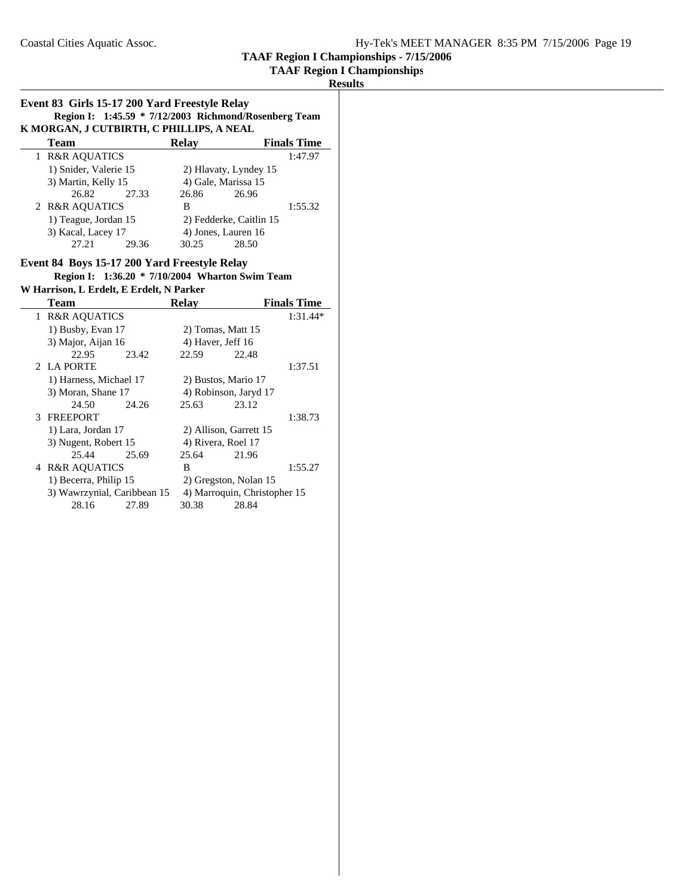**TAAF Region I Championships - 7/15/2006**
**TAAF Region I Championships**
**Results**

## Event 83 Girls 15-17 200 Yard Freestyle Relay

**Region I: 1:45.59 * 7/12/2003 Richmond/Rosenberg Team**
**K MORGAN, J CUTBIRTH, C PHILLIPS, A NEAL**

| | Team | Relay | Finals Time |
|---|---|---|---|
| 1 | R&R AQUATICS | | 1:47.97 |
| | 1) Snider, Valerie 15 | 2) Hlavaty, Lyndey 15 | |
| | 3) Martin, Kelly 15 | 4) Gale, Marissa 15 | |
| | 26.82 27.33 | 26.86 26.96 | |
| 2 | R&R AQUATICS | B | 1:55.32 |
| | 1) Teague, Jordan 15 | 2) Fedderke, Caitlin 15 | |
| | 3) Kacal, Lacey 17 | 4) Jones, Lauren 16 | |
| | 27.21 29.36 | 30.25 28.50 | |

## Event 84 Boys 15-17 200 Yard Freestyle Relay

**Region I: 1:36.20 * 7/10/2004 Wharton Swim Team**
**W Harrison, L Erdelt, E Erdelt, N Parker**

| | Team | Relay | Finals Time |
|---|---|---|---|
| 1 | R&R AQUATICS | | 1:31.44* |
| | 1) Busby, Evan 17 | 2) Tomas, Matt 15 | |
| | 3) Major, Aijan 16 | 4) Haver, Jeff 16 | |
| | 22.95 23.42 | 22.59 22.48 | |
| 2 | LA PORTE | | 1:37.51 |
| | 1) Harness, Michael 17 | 2) Bustos, Mario 17 | |
| | 3) Moran, Shane 17 | 4) Robinson, Jaryd 17 | |
| | 24.50 24.26 | 25.63 23.12 | |
| 3 | FREEPORT | | 1:38.73 |
| | 1) Lara, Jordan 17 | 2) Allison, Garrett 15 | |
| | 3) Nugent, Robert 15 | 4) Rivera, Roel 17 | |
| | 25.44 25.69 | 25.64 21.96 | |
| 4 | R&R AQUATICS | B | 1:55.27 |
| | 1) Becerra, Philip 15 | 2) Gregston, Nolan 15 | |
| | 3) Wawrzynial, Caribbean 15 | 4) Marroquin, Christopher 15 | |
| | 28.16 27.89 | 30.38 28.84 | |